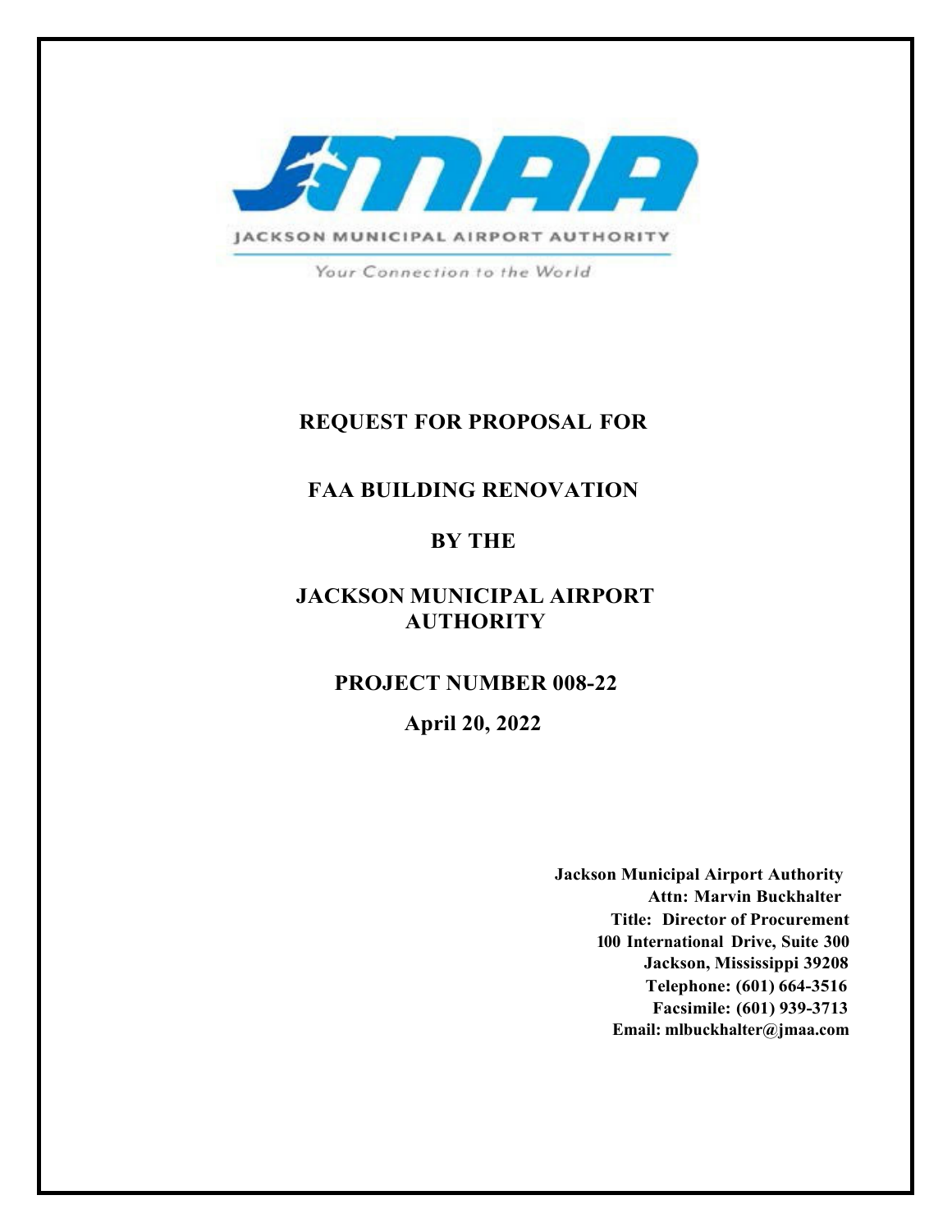JACKSON MUNICIPAL AIRPORT AUTHORITY

*Your Connection to the World*

# REQUEST FOR PROPOSAL FOR

# FAA BUILDING RENOVATION

# BY THE

# JACKSON MUNICIPAL AIRPORT AUTHORITY

## PROJECT NUMBER 008-22

## April 20, 2022

**Jackson Municipal Airport Authority**
**Attn: Marvin Buckhalter**
**Title: Director of Procurement**
**100 International Drive, Suite 300**
**Jackson, Mississippi 39208**
**Telephone: (601) 664-3516**
**Facsimile: (601) 939-3713**
**Email: mlbuckhalter@jmaa.com**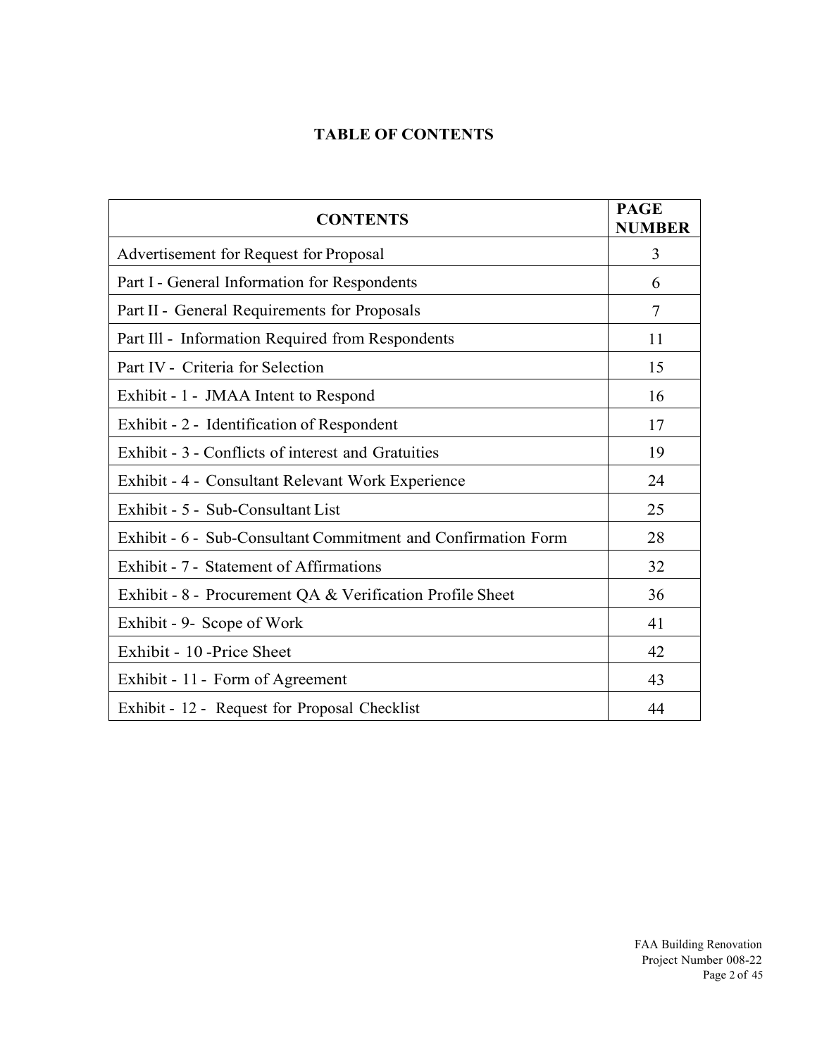## TABLE OF CONTENTS

| CONTENTS | PAGE NUMBER |
|---|---|
| Advertisement for Request for Proposal | 3 |
| Part I - General Information for Respondents | 6 |
| Part II - General Requirements for Proposals | 7 |
| Part Ill - Information Required from Respondents | 11 |
| Part IV - Criteria for Selection | 15 |
| Exhibit - 1 - JMAA Intent to Respond | 16 |
| Exhibit - 2 - Identification of Respondent | 17 |
| Exhibit - 3 - Conflicts of interest and Gratuities | 19 |
| Exhibit - 4 - Consultant Relevant Work Experience | 24 |
| Exhibit - 5 - Sub-Consultant List | 25 |
| Exhibit - 6 - Sub-Consultant Commitment and Confirmation Form | 28 |
| Exhibit - 7 - Statement of Affirmations | 32 |
| Exhibit - 8 - Procurement QA & Verification Profile Sheet | 36 |
| Exhibit - 9- Scope of Work | 41 |
| Exhibit - 10 -Price Sheet | 42 |
| Exhibit - 11 - Form of Agreement | 43 |
| Exhibit - 12 - Request for Proposal Checklist | 44 |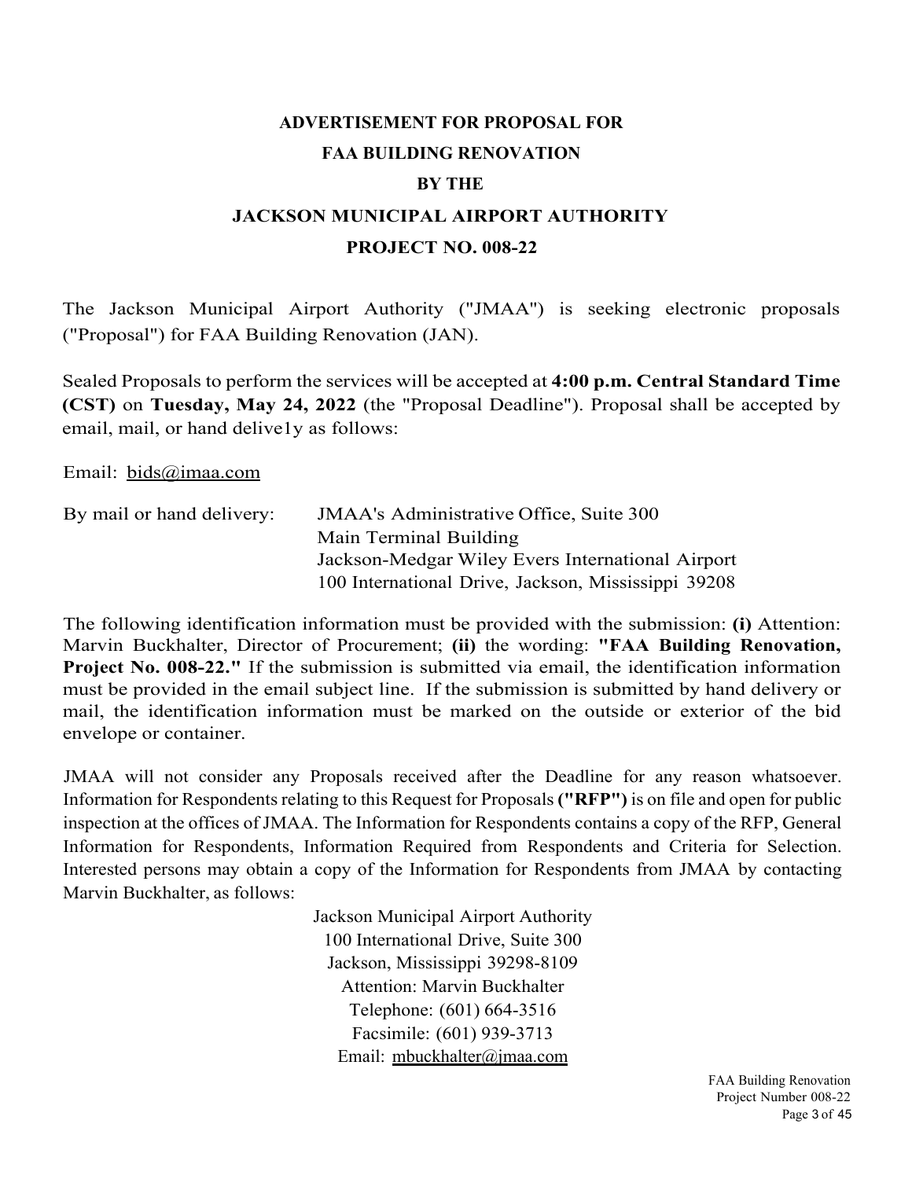# ADVERTISEMENT FOR PROPOSAL FOR FAA BUILDING RENOVATION BY THE JACKSON MUNICIPAL AIRPORT AUTHORITY PROJECT NO. 008-22

The Jackson Municipal Airport Authority ("JMAA") is seeking electronic proposals ("Proposal") for FAA Building Renovation (JAN).

Sealed Proposals to perform the services will be accepted at **4:00 p.m. Central Standard Time (CST)** on **Tuesday, May 24, 2022** (the "Proposal Deadline"). Proposal shall be accepted by email, mail, or hand delive1y as follows:

Email: bids@imaa.com

By mail or hand delivery:
JMAA's Administrative Office, Suite 300
Main Terminal Building
Jackson-Medgar Wiley Evers International Airport
100 International Drive, Jackson, Mississippi 39208

The following identification information must be provided with the submission: **(i)** Attention: Marvin Buckhalter, Director of Procurement; **(ii)** the wording: **"FAA Building Renovation, Project No. 008-22."** If the submission is submitted via email, the identification information must be provided in the email subject line. If the submission is submitted by hand delivery or mail, the identification information must be marked on the outside or exterior of the bid envelope or container.

JMAA will not consider any Proposals received after the Deadline for any reason whatsoever. Information for Respondents relating to this Request for Proposals **("RFP")** is on file and open for public inspection at the offices of JMAA. The Information for Respondents contains a copy of the RFP, General Information for Respondents, Information Required from Respondents and Criteria for Selection. Interested persons may obtain a copy of the Information for Respondents from JMAA by contacting Marvin Buckhalter, as follows:

Jackson Municipal Airport Authority
100 International Drive, Suite 300
Jackson, Mississippi 39298-8109
Attention: Marvin Buckhalter
Telephone: (601) 664-3516
Facsimile: (601) 939-3713
Email: mbuckhalter@jmaa.com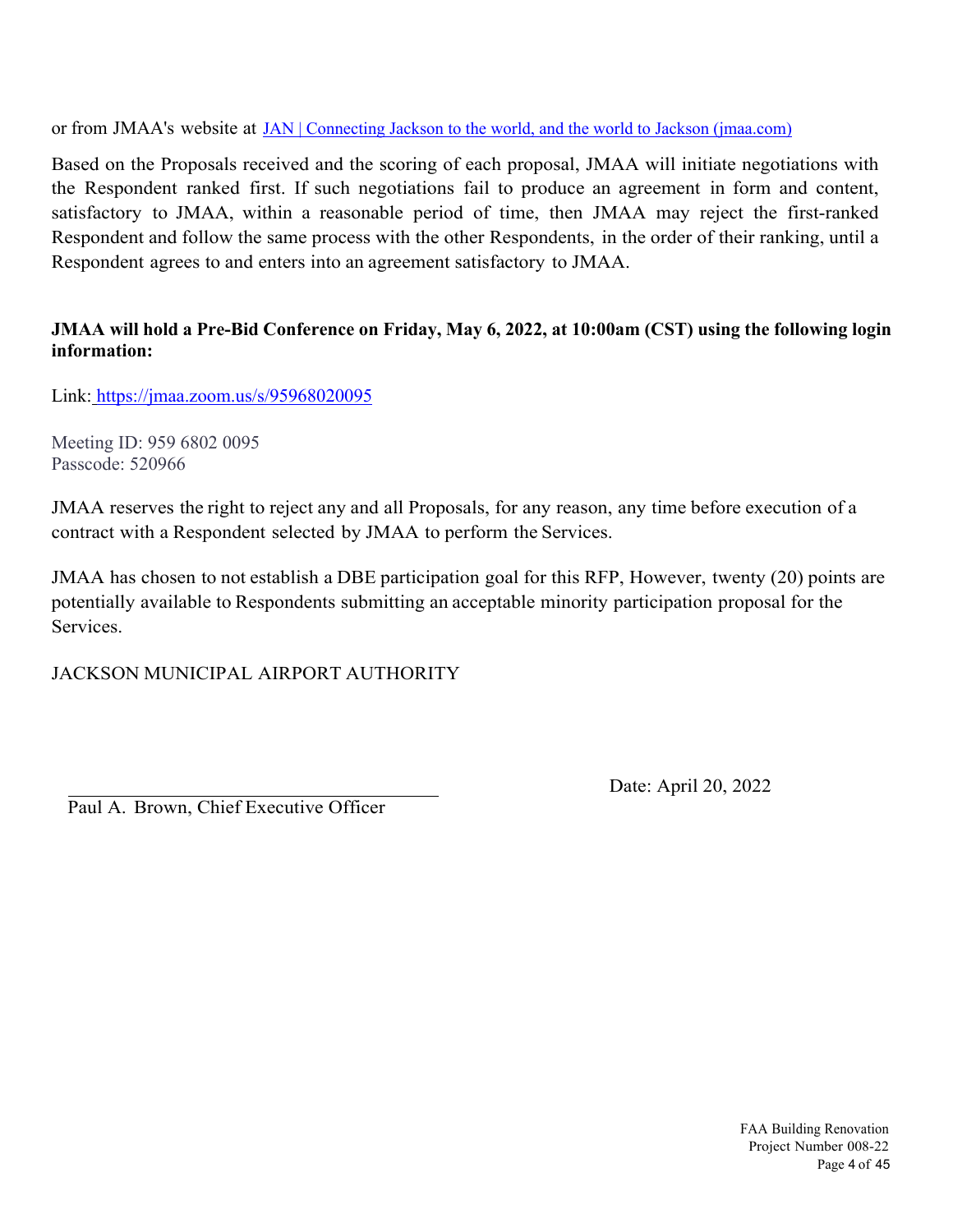or from JMAA's website at [JAN | Connecting Jackson to the world, and the world to Jackson (jmaa.com)](https://jmaa.com)

Based on the Proposals received and the scoring of each proposal, JMAA will initiate negotiations with the Respondent ranked first. If such negotiations fail to produce an agreement in form and content, satisfactory to JMAA, within a reasonable period of time, then JMAA may reject the first-ranked Respondent and follow the same process with the other Respondents, in the order of their ranking, until a Respondent agrees to and enters into an agreement satisfactory to JMAA.

**JMAA will hold a Pre-Bid Conference on Friday, May 6, 2022, at 10:00am (CST) using the following login information:**

Link: [https://jmaa.zoom.us/s/95968020095](https://jmaa.zoom.us/s/95968020095)

Meeting ID: 959 6802 0095
Passcode: 520966

JMAA reserves the right to reject any and all Proposals, for any reason, any time before execution of a contract with a Respondent selected by JMAA to perform the Services.

JMAA has chosen to not establish a DBE participation goal for this RFP, However, twenty (20) points are potentially available to Respondents submitting an acceptable minority participation proposal for the Services.

JACKSON MUNICIPAL AIRPORT AUTHORITY

\_\_\_\_\_\_\_\_\_\_\_\_\_\_\_\_\_\_\_\_\_\_\_\_\_\_\_\_\_\_\_\_\_\_\_\_
Paul A. Brown, Chief Executive Officer

Date: April 20, 2022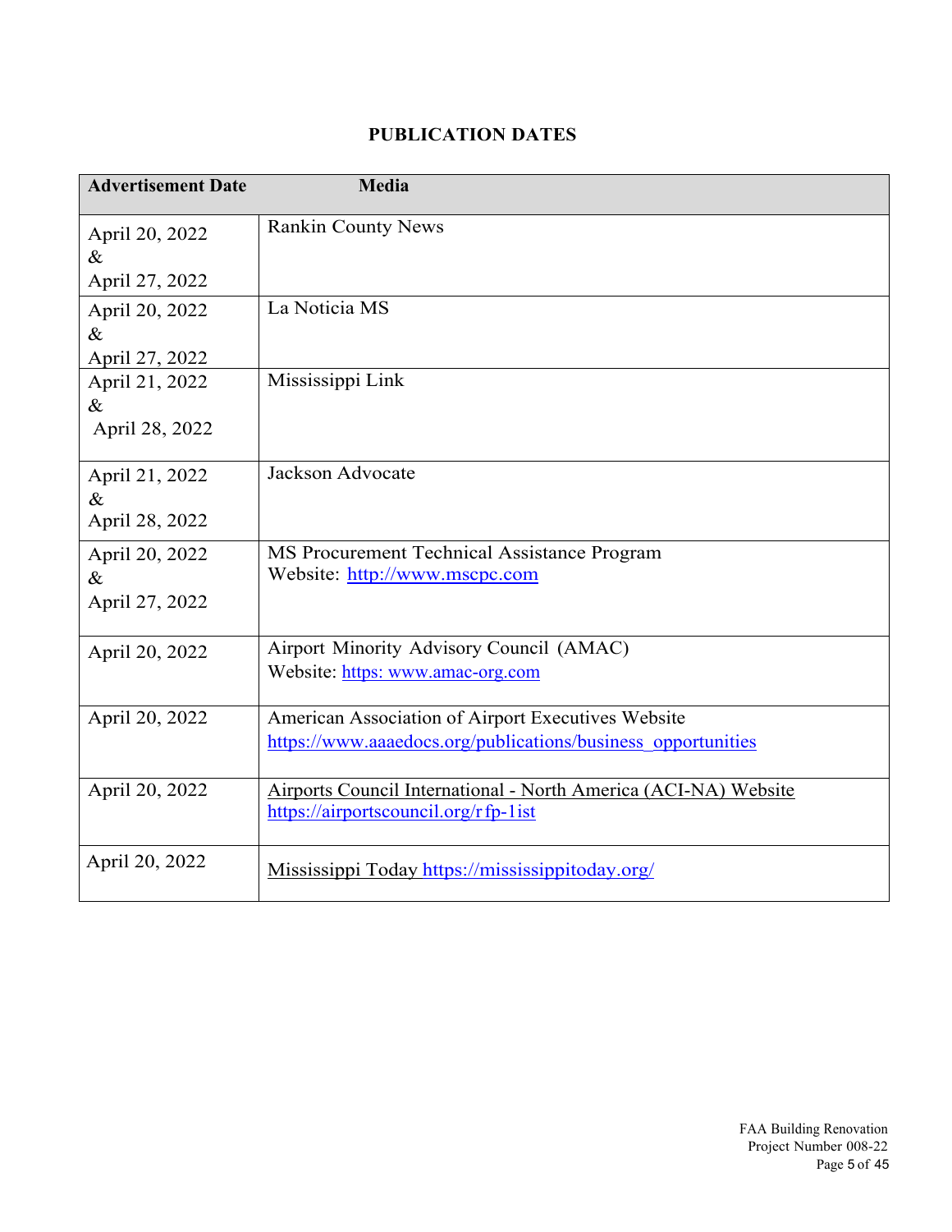## PUBLICATION DATES

| Advertisement Date | Media |
|---|---|
| April 20, 2022 & April 27, 2022 | Rankin County News |
| April 20, 2022 & April 27, 2022 | La Noticia MS |
| April 21, 2022 & April 28, 2022 | Mississippi Link |
| April 21, 2022 & April 28, 2022 | Jackson Advocate |
| April 20, 2022 & April 27, 2022 | MS Procurement Technical Assistance Program Website: http://www.mscpc.com |
| April 20, 2022 | Airport Minority Advisory Council (AMAC) Website: https: www.amac-org.com |
| April 20, 2022 | American Association of Airport Executives Website https://www.aaaedocs.org/publications/business_opportunities |
| April 20, 2022 | Airports Council International - North America (ACI-NA) Website https://airportscouncil.org/rfp-1ist |
| April 20, 2022 | Mississippi Today https://mississippitoday.org/ |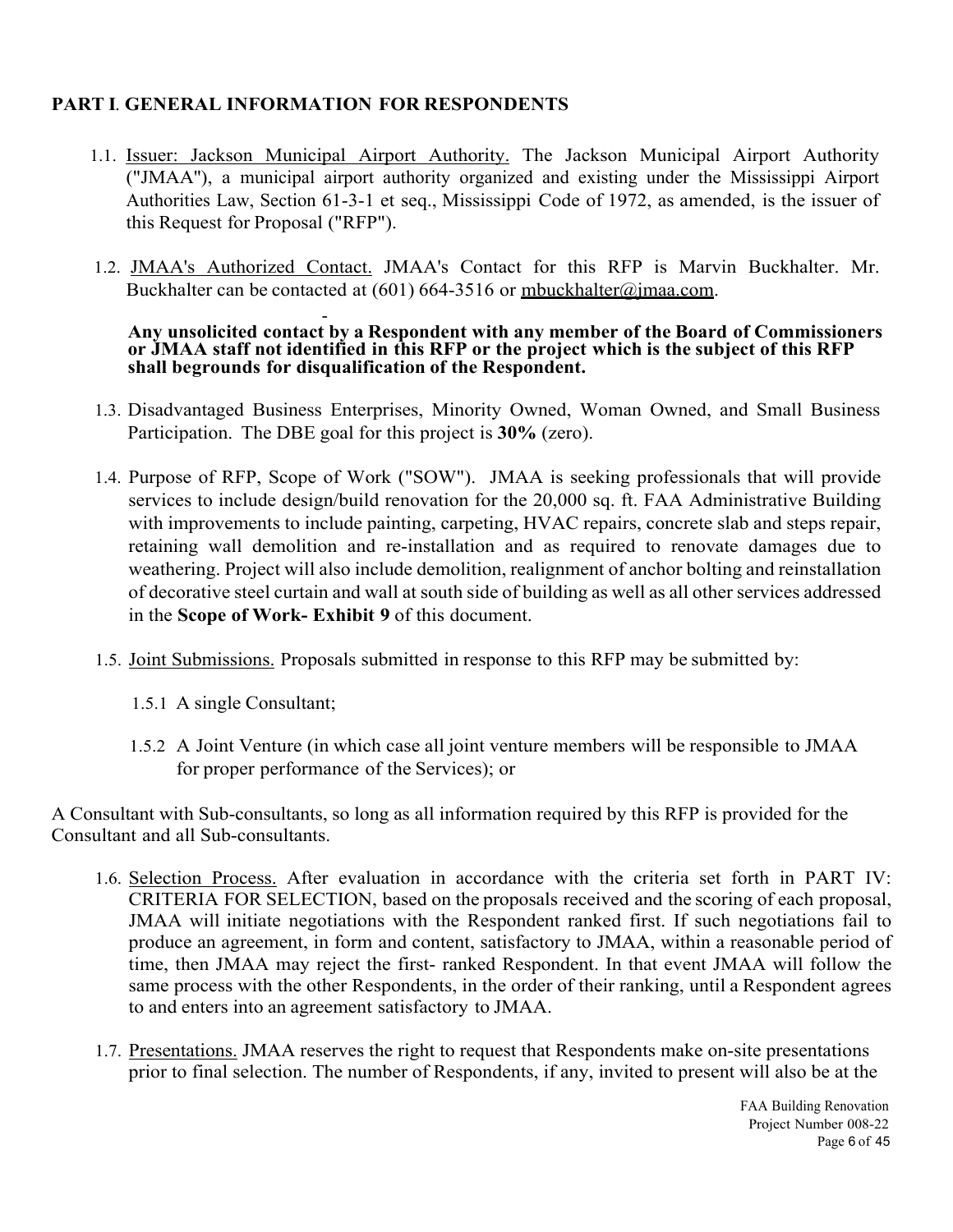## PART I. GENERAL INFORMATION FOR RESPONDENTS

1.1. Issuer: Jackson Municipal Airport Authority. The Jackson Municipal Airport Authority ("JMAA"), a municipal airport authority organized and existing under the Mississippi Airport Authorities Law, Section 61-3-1 et seq., Mississippi Code of 1972, as amended, is the issuer of this Request for Proposal ("RFP").

1.2. JMAA's Authorized Contact. JMAA's Contact for this RFP is Marvin Buckhalter. Mr. Buckhalter can be contacted at (601) 664-3516 or mbuckhalter@jmaa.com.

**Any unsolicited contact by a Respondent with any member of the Board of Commissioners or JMAA staff not identified in this RFP or the project which is the subject of this RFP shall begrounds for disqualification of the Respondent.**

1.3. Disadvantaged Business Enterprises, Minority Owned, Woman Owned, and Small Business Participation. The DBE goal for this project is **30%** (zero).

1.4. Purpose of RFP, Scope of Work ("SOW"). JMAA is seeking professionals that will provide services to include design/build renovation for the 20,000 sq. ft. FAA Administrative Building with improvements to include painting, carpeting, HVAC repairs, concrete slab and steps repair, retaining wall demolition and re-installation and as required to renovate damages due to weathering. Project will also include demolition, realignment of anchor bolting and reinstallation of decorative steel curtain and wall at south side of building as well as all other services addressed in the **Scope of Work- Exhibit 9** of this document.

1.5. Joint Submissions. Proposals submitted in response to this RFP may be submitted by:

1.5.1 A single Consultant;

1.5.2 A Joint Venture (in which case all joint venture members will be responsible to JMAA for proper performance of the Services); or

A Consultant with Sub-consultants, so long as all information required by this RFP is provided for the Consultant and all Sub-consultants.

1.6. Selection Process. After evaluation in accordance with the criteria set forth in PART IV: CRITERIA FOR SELECTION, based on the proposals received and the scoring of each proposal, JMAA will initiate negotiations with the Respondent ranked first. If such negotiations fail to produce an agreement, in form and content, satisfactory to JMAA, within a reasonable period of time, then JMAA may reject the first- ranked Respondent. In that event JMAA will follow the same process with the other Respondents, in the order of their ranking, until a Respondent agrees to and enters into an agreement satisfactory to JMAA.

1.7. Presentations. JMAA reserves the right to request that Respondents make on-site presentations prior to final selection. The number of Respondents, if any, invited to present will also be at the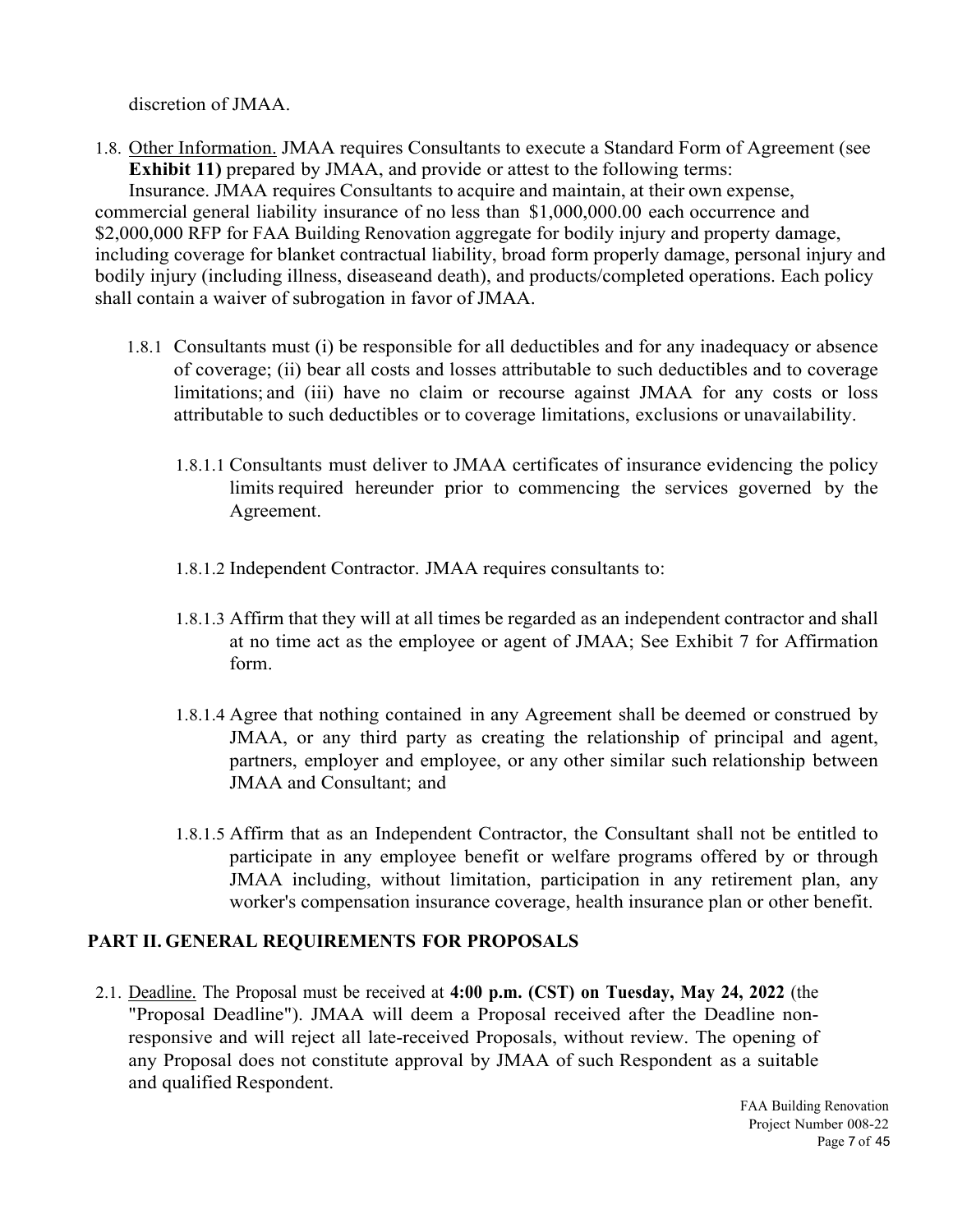discretion of JMAA.

1.8. Other Information. JMAA requires Consultants to execute a Standard Form of Agreement (see **Exhibit 11)** prepared by JMAA, and provide or attest to the following terms:

Insurance. JMAA requires Consultants to acquire and maintain, at their own expense, commercial general liability insurance of no less than $1,000,000.00 each occurrence and $2,000,000 RFP for FAA Building Renovation aggregate for bodily injury and property damage, including coverage for blanket contractual liability, broad form properly damage, personal injury and bodily injury (including illness, diseaseand death), and products/completed operations. Each policy shall contain a waiver of subrogation in favor of JMAA.

1.8.1 Consultants must (i) be responsible for all deductibles and for any inadequacy or absence of coverage; (ii) bear all costs and losses attributable to such deductibles and to coverage limitations; and (iii) have no claim or recourse against JMAA for any costs or loss attributable to such deductibles or to coverage limitations, exclusions or unavailability.

1.8.1.1 Consultants must deliver to JMAA certificates of insurance evidencing the policy limits required hereunder prior to commencing the services governed by the Agreement.

1.8.1.2 Independent Contractor. JMAA requires consultants to:

1.8.1.3 Affirm that they will at all times be regarded as an independent contractor and shall at no time act as the employee or agent of JMAA; See Exhibit 7 for Affirmation form.

1.8.1.4 Agree that nothing contained in any Agreement shall be deemed or construed by JMAA, or any third party as creating the relationship of principal and agent, partners, employer and employee, or any other similar such relationship between JMAA and Consultant; and

1.8.1.5 Affirm that as an Independent Contractor, the Consultant shall not be entitled to participate in any employee benefit or welfare programs offered by or through JMAA including, without limitation, participation in any retirement plan, any worker's compensation insurance coverage, health insurance plan or other benefit.

## PART II. GENERAL REQUIREMENTS FOR PROPOSALS

2.1. Deadline. The Proposal must be received at **4:00 p.m. (CST) on Tuesday, May 24, 2022** (the "Proposal Deadline"). JMAA will deem a Proposal received after the Deadline non-responsive and will reject all late-received Proposals, without review. The opening of any Proposal does not constitute approval by JMAA of such Respondent as a suitable and qualified Respondent.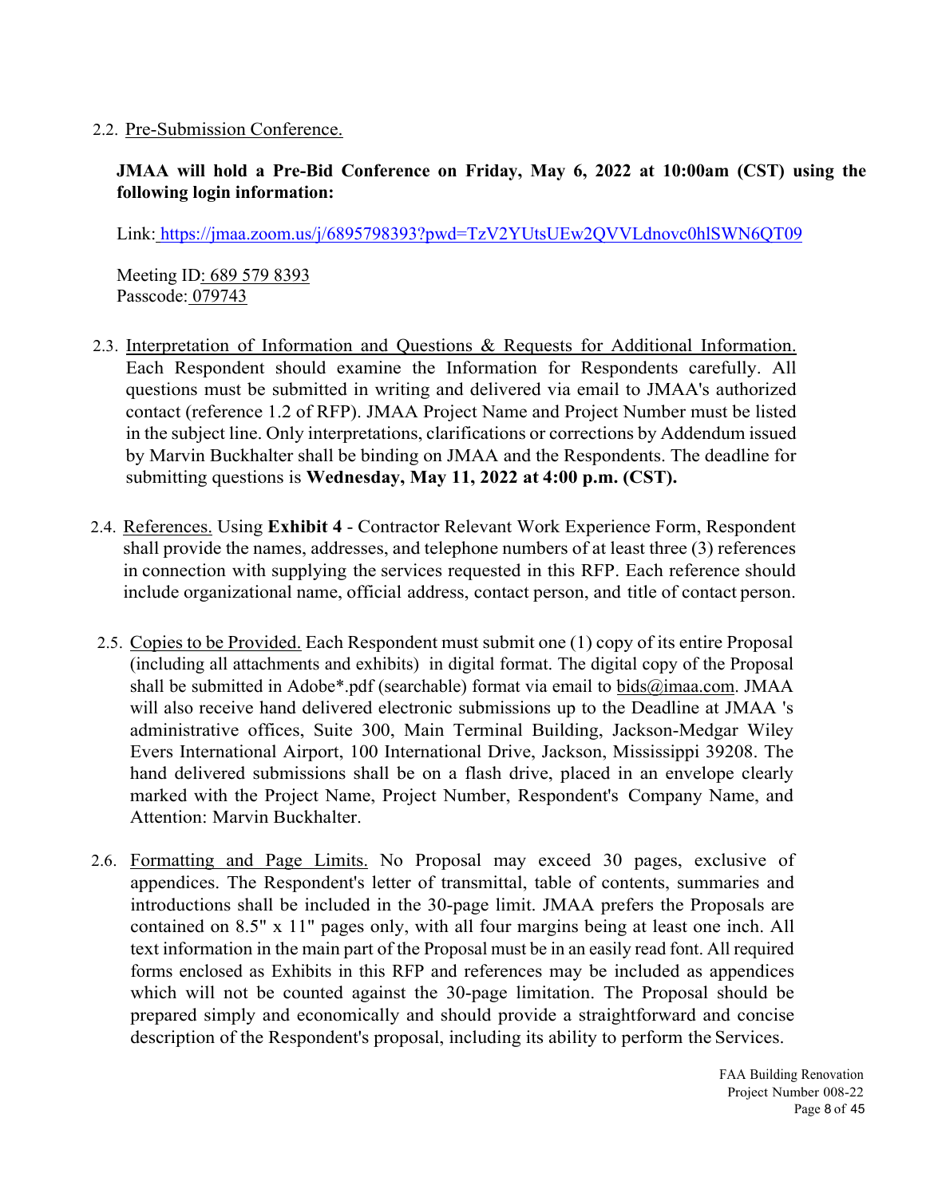2.2. Pre-Submission Conference.

**JMAA will hold a Pre-Bid Conference on Friday, May 6, 2022 at 10:00am (CST) using the following login information:**

Link: https://jmaa.zoom.us/j/6895798393?pwd=TzV2YUtsUEw2QVVLdnovc0hlSWN6QT09

Meeting ID: 689 579 8393
Passcode: 079743

2.3. Interpretation of Information and Questions & Requests for Additional Information. Each Respondent should examine the Information for Respondents carefully. All questions must be submitted in writing and delivered via email to JMAA's authorized contact (reference 1.2 of RFP). JMAA Project Name and Project Number must be listed in the subject line. Only interpretations, clarifications or corrections by Addendum issued by Marvin Buckhalter shall be binding on JMAA and the Respondents. The deadline for submitting questions is **Wednesday, May 11, 2022 at 4:00 p.m. (CST).**

2.4. References. Using **Exhibit 4** - Contractor Relevant Work Experience Form, Respondent shall provide the names, addresses, and telephone numbers of at least three (3) references in connection with supplying the services requested in this RFP. Each reference should include organizational name, official address, contact person, and title of contact person.

2.5. Copies to be Provided. Each Respondent must submit one (1) copy of its entire Proposal (including all attachments and exhibits) in digital format. The digital copy of the Proposal shall be submitted in Adobe*.pdf (searchable) format via email to bids@jmaa.com. JMAA will also receive hand delivered electronic submissions up to the Deadline at JMAA 's administrative offices, Suite 300, Main Terminal Building, Jackson-Medgar Wiley Evers International Airport, 100 International Drive, Jackson, Mississippi 39208. The hand delivered submissions shall be on a flash drive, placed in an envelope clearly marked with the Project Name, Project Number, Respondent's Company Name, and Attention: Marvin Buckhalter.

2.6. Formatting and Page Limits. No Proposal may exceed 30 pages, exclusive of appendices. The Respondent's letter of transmittal, table of contents, summaries and introductions shall be included in the 30-page limit. JMAA prefers the Proposals are contained on 8.5" x 11" pages only, with all four margins being at least one inch. All text information in the main part of the Proposal must be in an easily read font. All required forms enclosed as Exhibits in this RFP and references may be included as appendices which will not be counted against the 30-page limitation. The Proposal should be prepared simply and economically and should provide a straightforward and concise description of the Respondent's proposal, including its ability to perform the Services.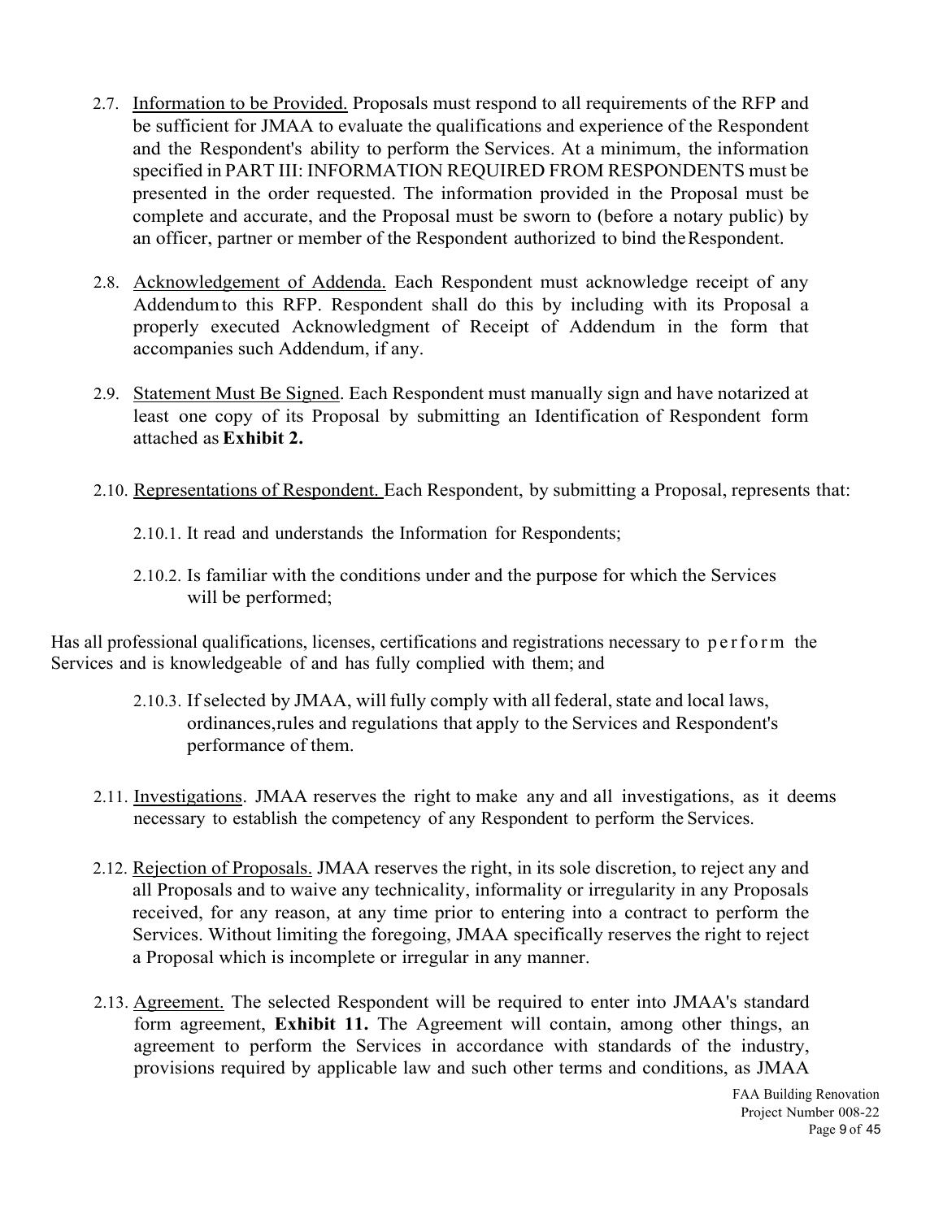2.7. Information to be Provided. Proposals must respond to all requirements of the RFP and be sufficient for JMAA to evaluate the qualifications and experience of the Respondent and the Respondent's ability to perform the Services. At a minimum, the information specified in PART III: INFORMATION REQUIRED FROM RESPONDENTS must be presented in the order requested. The information provided in the Proposal must be complete and accurate, and the Proposal must be sworn to (before a notary public) by an officer, partner or member of the Respondent authorized to bind the Respondent.

2.8. Acknowledgement of Addenda. Each Respondent must acknowledge receipt of any Addendum to this RFP. Respondent shall do this by including with its Proposal a properly executed Acknowledgment of Receipt of Addendum in the form that accompanies such Addendum, if any.

2.9. Statement Must Be Signed. Each Respondent must manually sign and have notarized at least one copy of its Proposal by submitting an Identification of Respondent form attached as **Exhibit 2.**

2.10. Representations of Respondent. Each Respondent, by submitting a Proposal, represents that:

2.10.1. It read and understands the Information for Respondents;

2.10.2. Is familiar with the conditions under and the purpose for which the Services will be performed;

Has all professional qualifications, licenses, certifications and registrations necessary to perform the Services and is knowledgeable of and has fully complied with them; and

2.10.3. If selected by JMAA, will fully comply with all federal, state and local laws, ordinances,rules and regulations that apply to the Services and Respondent's performance of them.

2.11. Investigations. JMAA reserves the right to make any and all investigations, as it deems necessary to establish the competency of any Respondent to perform the Services.

2.12. Rejection of Proposals. JMAA reserves the right, in its sole discretion, to reject any and all Proposals and to waive any technicality, informality or irregularity in any Proposals received, for any reason, at any time prior to entering into a contract to perform the Services. Without limiting the foregoing, JMAA specifically reserves the right to reject a Proposal which is incomplete or irregular in any manner.

2.13. Agreement. The selected Respondent will be required to enter into JMAA's standard form agreement, **Exhibit 11.** The Agreement will contain, among other things, an agreement to perform the Services in accordance with standards of the industry, provisions required by applicable law and such other terms and conditions, as JMAA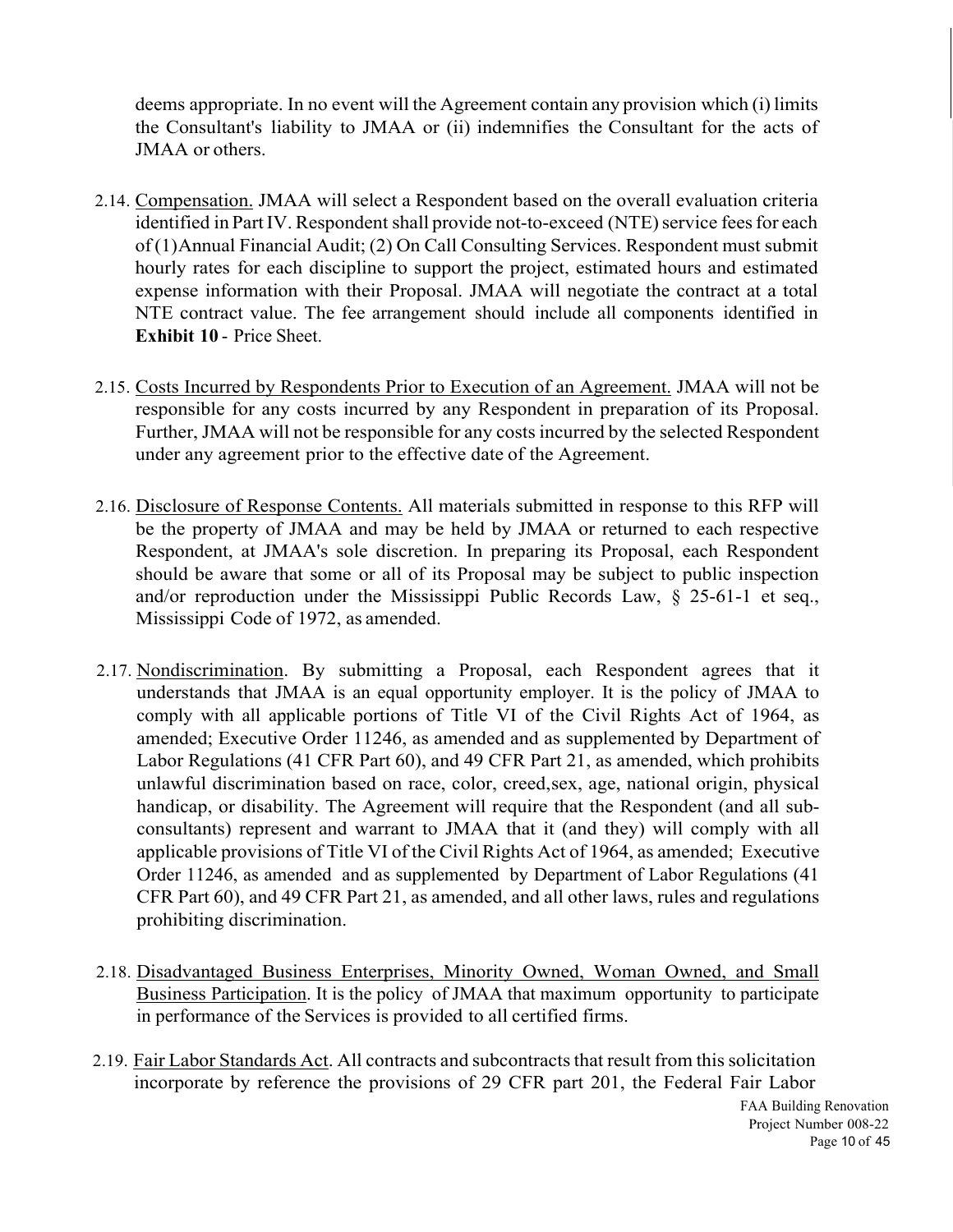deems appropriate. In no event will the Agreement contain any provision which (i) limits the Consultant's liability to JMAA or (ii) indemnifies the Consultant for the acts of JMAA or others.

2.14. Compensation. JMAA will select a Respondent based on the overall evaluation criteria identified in Part IV. Respondent shall provide not-to-exceed (NTE) service fees for each of (1) Annual Financial Audit; (2) On Call Consulting Services. Respondent must submit hourly rates for each discipline to support the project, estimated hours and estimated expense information with their Proposal. JMAA will negotiate the contract at a total NTE contract value. The fee arrangement should include all components identified in **Exhibit 10** - Price Sheet.

2.15. Costs Incurred by Respondents Prior to Execution of an Agreement. JMAA will not be responsible for any costs incurred by any Respondent in preparation of its Proposal. Further, JMAA will not be responsible for any costs incurred by the selected Respondent under any agreement prior to the effective date of the Agreement.

2.16. Disclosure of Response Contents. All materials submitted in response to this RFP will be the property of JMAA and may be held by JMAA or returned to each respective Respondent, at JMAA's sole discretion. In preparing its Proposal, each Respondent should be aware that some or all of its Proposal may be subject to public inspection and/or reproduction under the Mississippi Public Records Law, § 25-61-1 et seq., Mississippi Code of 1972, as amended.

2.17. Nondiscrimination. By submitting a Proposal, each Respondent agrees that it understands that JMAA is an equal opportunity employer. It is the policy of JMAA to comply with all applicable portions of Title VI of the Civil Rights Act of 1964, as amended; Executive Order 11246, as amended and as supplemented by Department of Labor Regulations (41 CFR Part 60), and 49 CFR Part 21, as amended, which prohibits unlawful discrimination based on race, color, creed,sex, age, national origin, physical handicap, or disability. The Agreement will require that the Respondent (and all sub-consultants) represent and warrant to JMAA that it (and they) will comply with all applicable provisions of Title VI of the Civil Rights Act of 1964, as amended; Executive Order 11246, as amended and as supplemented by Department of Labor Regulations (41 CFR Part 60), and 49 CFR Part 21, as amended, and all other laws, rules and regulations prohibiting discrimination.

2.18. Disadvantaged Business Enterprises, Minority Owned, Woman Owned, and Small Business Participation. It is the policy of JMAA that maximum opportunity to participate in performance of the Services is provided to all certified firms.

2.19. Fair Labor Standards Act. All contracts and subcontracts that result from this solicitation incorporate by reference the provisions of 29 CFR part 201, the Federal Fair Labor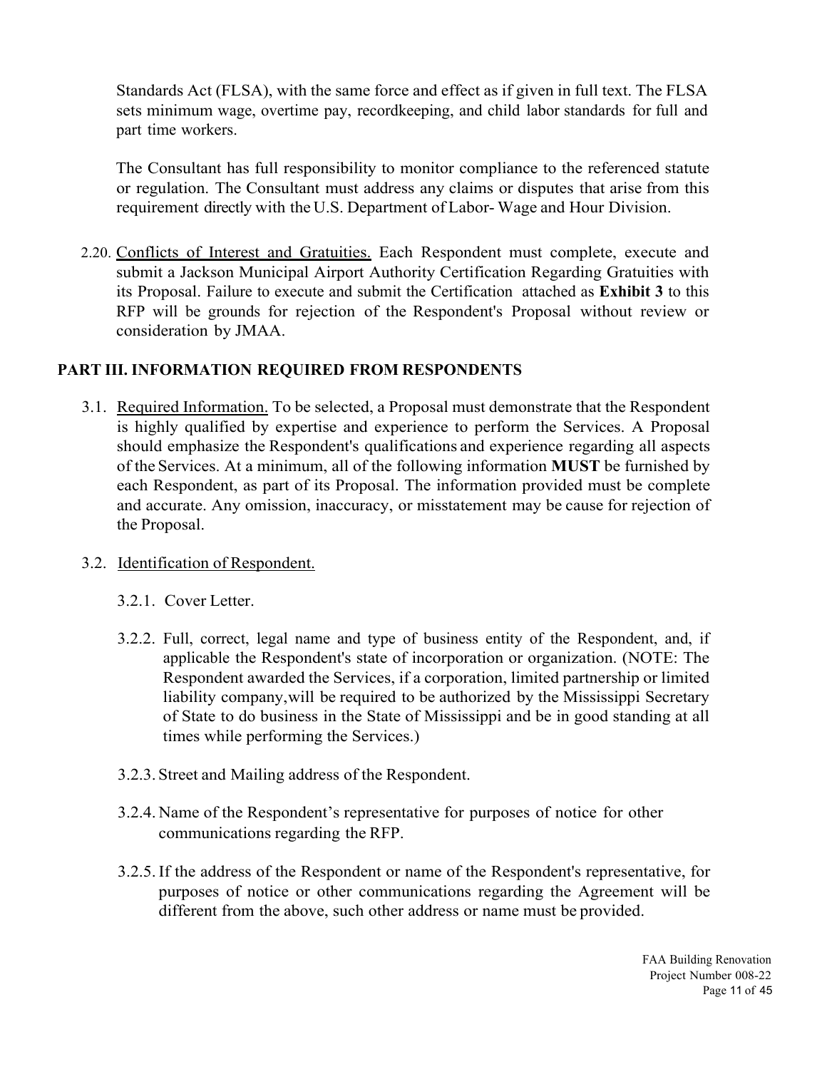Standards Act (FLSA), with the same force and effect as if given in full text. The FLSA sets minimum wage, overtime pay, recordkeeping, and child labor standards for full and part time workers.

The Consultant has full responsibility to monitor compliance to the referenced statute or regulation. The Consultant must address any claims or disputes that arise from this requirement directly with the U.S. Department of Labor- Wage and Hour Division.

2.20. Conflicts of Interest and Gratuities. Each Respondent must complete, execute and submit a Jackson Municipal Airport Authority Certification Regarding Gratuities with its Proposal. Failure to execute and submit the Certification attached as **Exhibit 3** to this RFP will be grounds for rejection of the Respondent's Proposal without review or consideration by JMAA.

## PART III. INFORMATION REQUIRED FROM RESPONDENTS

3.1. Required Information. To be selected, a Proposal must demonstrate that the Respondent is highly qualified by expertise and experience to perform the Services. A Proposal should emphasize the Respondent's qualifications and experience regarding all aspects of the Services. At a minimum, all of the following information **MUST** be furnished by each Respondent, as part of its Proposal. The information provided must be complete and accurate. Any omission, inaccuracy, or misstatement may be cause for rejection of the Proposal.

3.2. Identification of Respondent.

3.2.1. Cover Letter.

3.2.2. Full, correct, legal name and type of business entity of the Respondent, and, if applicable the Respondent's state of incorporation or organization. (NOTE: The Respondent awarded the Services, if a corporation, limited partnership or limited liability company,will be required to be authorized by the Mississippi Secretary of State to do business in the State of Mississippi and be in good standing at all times while performing the Services.)

3.2.3. Street and Mailing address of the Respondent.

3.2.4. Name of the Respondent's representative for purposes of notice for other communications regarding the RFP.

3.2.5. If the address of the Respondent or name of the Respondent's representative, for purposes of notice or other communications regarding the Agreement will be different from the above, such other address or name must be provided.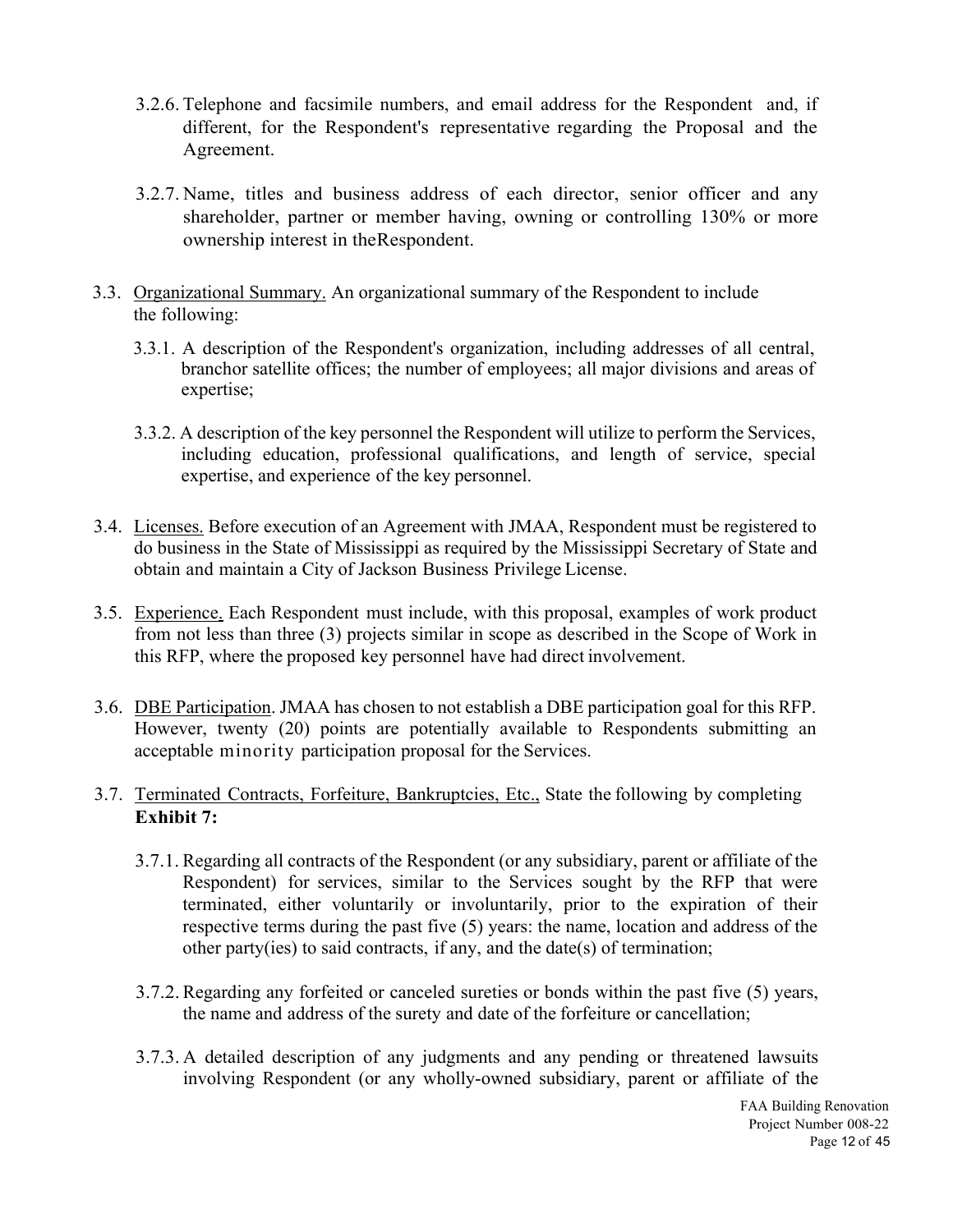3.2.6. Telephone and facsimile numbers, and email address for the Respondent and, if different, for the Respondent's representative regarding the Proposal and the Agreement.

3.2.7. Name, titles and business address of each director, senior officer and any shareholder, partner or member having, owning or controlling 130% or more ownership interest in theRespondent.

3.3. Organizational Summary. An organizational summary of the Respondent to include the following:

3.3.1. A description of the Respondent's organization, including addresses of all central, branchor satellite offices; the number of employees; all major divisions and areas of expertise;

3.3.2. A description of the key personnel the Respondent will utilize to perform the Services, including education, professional qualifications, and length of service, special expertise, and experience of the key personnel.

3.4. Licenses. Before execution of an Agreement with JMAA, Respondent must be registered to do business in the State of Mississippi as required by the Mississippi Secretary of State and obtain and maintain a City of Jackson Business Privilege License.

3.5. Experience. Each Respondent must include, with this proposal, examples of work product from not less than three (3) projects similar in scope as described in the Scope of Work in this RFP, where the proposed key personnel have had direct involvement.

3.6. DBE Participation. JMAA has chosen to not establish a DBE participation goal for this RFP. However, twenty (20) points are potentially available to Respondents submitting an acceptable minority participation proposal for the Services.

3.7. Terminated Contracts, Forfeiture, Bankruptcies, Etc., State the following by completing **Exhibit 7:**

3.7.1. Regarding all contracts of the Respondent (or any subsidiary, parent or affiliate of the Respondent) for services, similar to the Services sought by the RFP that were terminated, either voluntarily or involuntarily, prior to the expiration of their respective terms during the past five (5) years: the name, location and address of the other party(ies) to said contracts, if any, and the date(s) of termination;

3.7.2. Regarding any forfeited or canceled sureties or bonds within the past five (5) years, the name and address of the surety and date of the forfeiture or cancellation;

3.7.3. A detailed description of any judgments and any pending or threatened lawsuits involving Respondent (or any wholly-owned subsidiary, parent or affiliate of the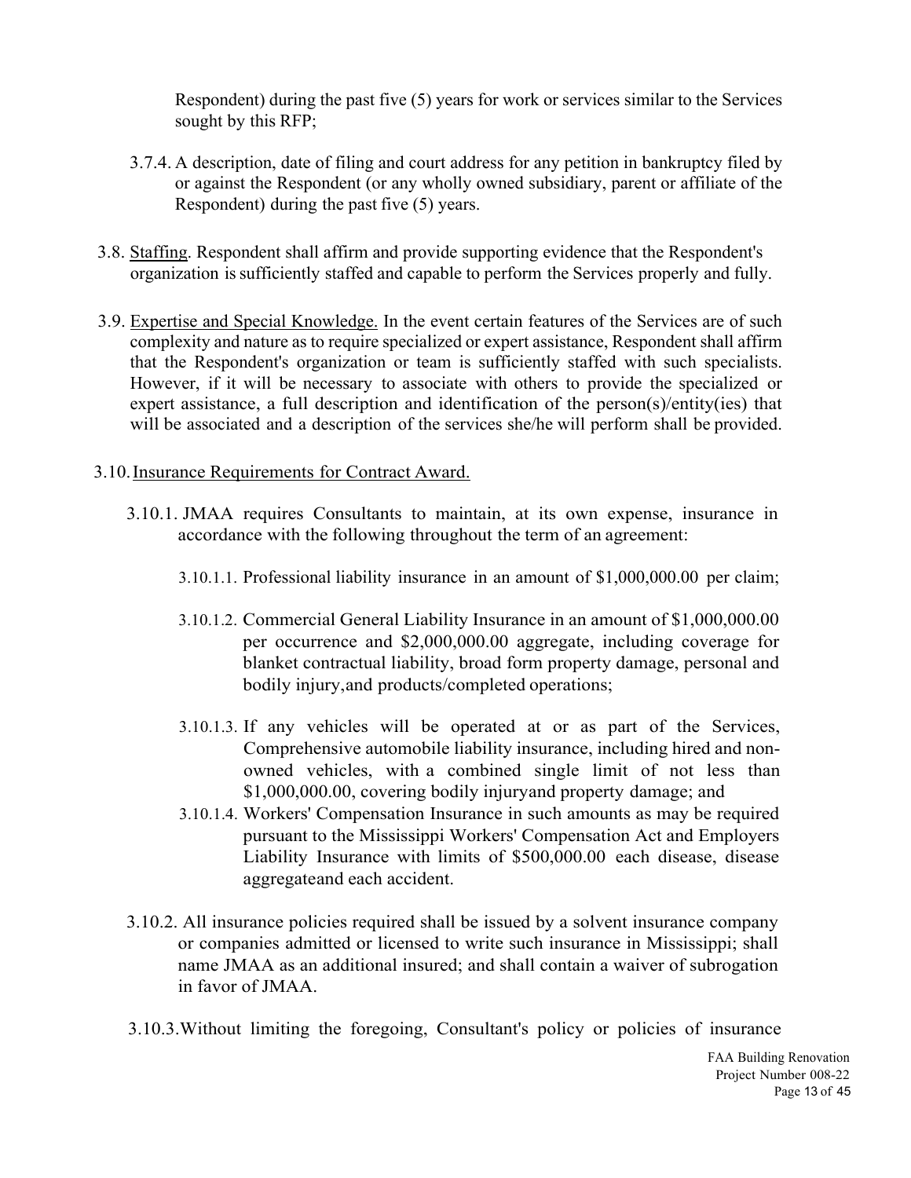Respondent) during the past five (5) years for work or services similar to the Services sought by this RFP;

3.7.4. A description, date of filing and court address for any petition in bankruptcy filed by or against the Respondent (or any wholly owned subsidiary, parent or affiliate of the Respondent) during the past five (5) years.

3.8. Staffing. Respondent shall affirm and provide supporting evidence that the Respondent's organization is sufficiently staffed and capable to perform the Services properly and fully.

3.9. Expertise and Special Knowledge. In the event certain features of the Services are of such complexity and nature as to require specialized or expert assistance, Respondent shall affirm that the Respondent's organization or team is sufficiently staffed with such specialists. However, if it will be necessary to associate with others to provide the specialized or expert assistance, a full description and identification of the person(s)/entity(ies) that will be associated and a description of the services she/he will perform shall be provided.

3.10. Insurance Requirements for Contract Award.

3.10.1. JMAA requires Consultants to maintain, at its own expense, insurance in accordance with the following throughout the term of an agreement:

3.10.1.1. Professional liability insurance in an amount of $1,000,000.00 per claim;

3.10.1.2. Commercial General Liability Insurance in an amount of $1,000,000.00 per occurrence and $2,000,000.00 aggregate, including coverage for blanket contractual liability, broad form property damage, personal and bodily injury,and products/completed operations;

3.10.1.3. If any vehicles will be operated at or as part of the Services, Comprehensive automobile liability insurance, including hired and non-owned vehicles, with a combined single limit of not less than $1,000,000.00, covering bodily injuryand property damage; and

3.10.1.4. Workers' Compensation Insurance in such amounts as may be required pursuant to the Mississippi Workers' Compensation Act and Employers Liability Insurance with limits of $500,000.00 each disease, disease aggregateand each accident.

3.10.2. All insurance policies required shall be issued by a solvent insurance company or companies admitted or licensed to write such insurance in Mississippi; shall name JMAA as an additional insured; and shall contain a waiver of subrogation in favor of JMAA.

3.10.3. Without limiting the foregoing, Consultant's policy or policies of insurance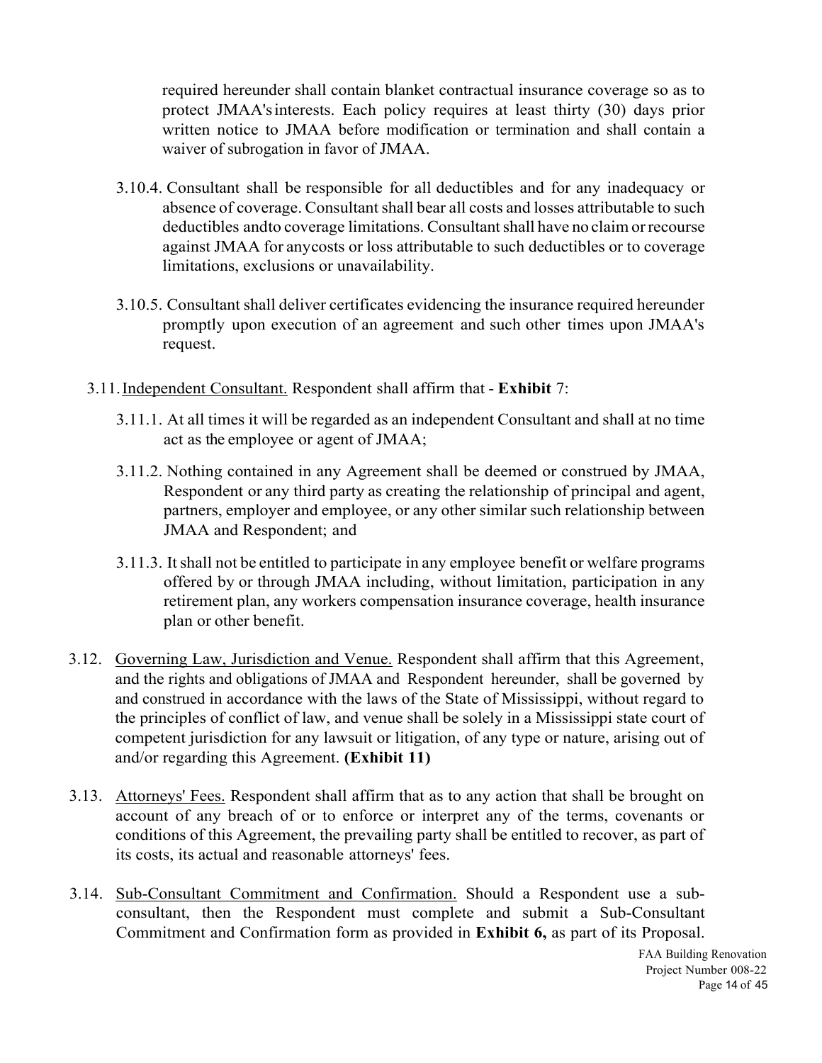required hereunder shall contain blanket contractual insurance coverage so as to protect JMAA's interests. Each policy requires at least thirty (30) days prior written notice to JMAA before modification or termination and shall contain a waiver of subrogation in favor of JMAA.

3.10.4. Consultant shall be responsible for all deductibles and for any inadequacy or absence of coverage. Consultant shall bear all costs and losses attributable to such deductibles andto coverage limitations. Consultant shall have no claim or recourse against JMAA for anycosts or loss attributable to such deductibles or to coverage limitations, exclusions or unavailability.

3.10.5. Consultant shall deliver certificates evidencing the insurance required hereunder promptly upon execution of an agreement and such other times upon JMAA's request.

3.11. Independent Consultant. Respondent shall affirm that - **Exhibit** 7:

3.11.1. At all times it will be regarded as an independent Consultant and shall at no time act as the employee or agent of JMAA;

3.11.2. Nothing contained in any Agreement shall be deemed or construed by JMAA, Respondent or any third party as creating the relationship of principal and agent, partners, employer and employee, or any other similar such relationship between JMAA and Respondent; and

3.11.3. It shall not be entitled to participate in any employee benefit or welfare programs offered by or through JMAA including, without limitation, participation in any retirement plan, any workers compensation insurance coverage, health insurance plan or other benefit.

3.12. Governing Law, Jurisdiction and Venue. Respondent shall affirm that this Agreement, and the rights and obligations of JMAA and Respondent hereunder, shall be governed by and construed in accordance with the laws of the State of Mississippi, without regard to the principles of conflict of law, and venue shall be solely in a Mississippi state court of competent jurisdiction for any lawsuit or litigation, of any type or nature, arising out of and/or regarding this Agreement. **(Exhibit 11)**

3.13. Attorneys' Fees. Respondent shall affirm that as to any action that shall be brought on account of any breach of or to enforce or interpret any of the terms, covenants or conditions of this Agreement, the prevailing party shall be entitled to recover, as part of its costs, its actual and reasonable attorneys' fees.

3.14. Sub-Consultant Commitment and Confirmation. Should a Respondent use a sub-consultant, then the Respondent must complete and submit a Sub-Consultant Commitment and Confirmation form as provided in **Exhibit 6,** as part of its Proposal.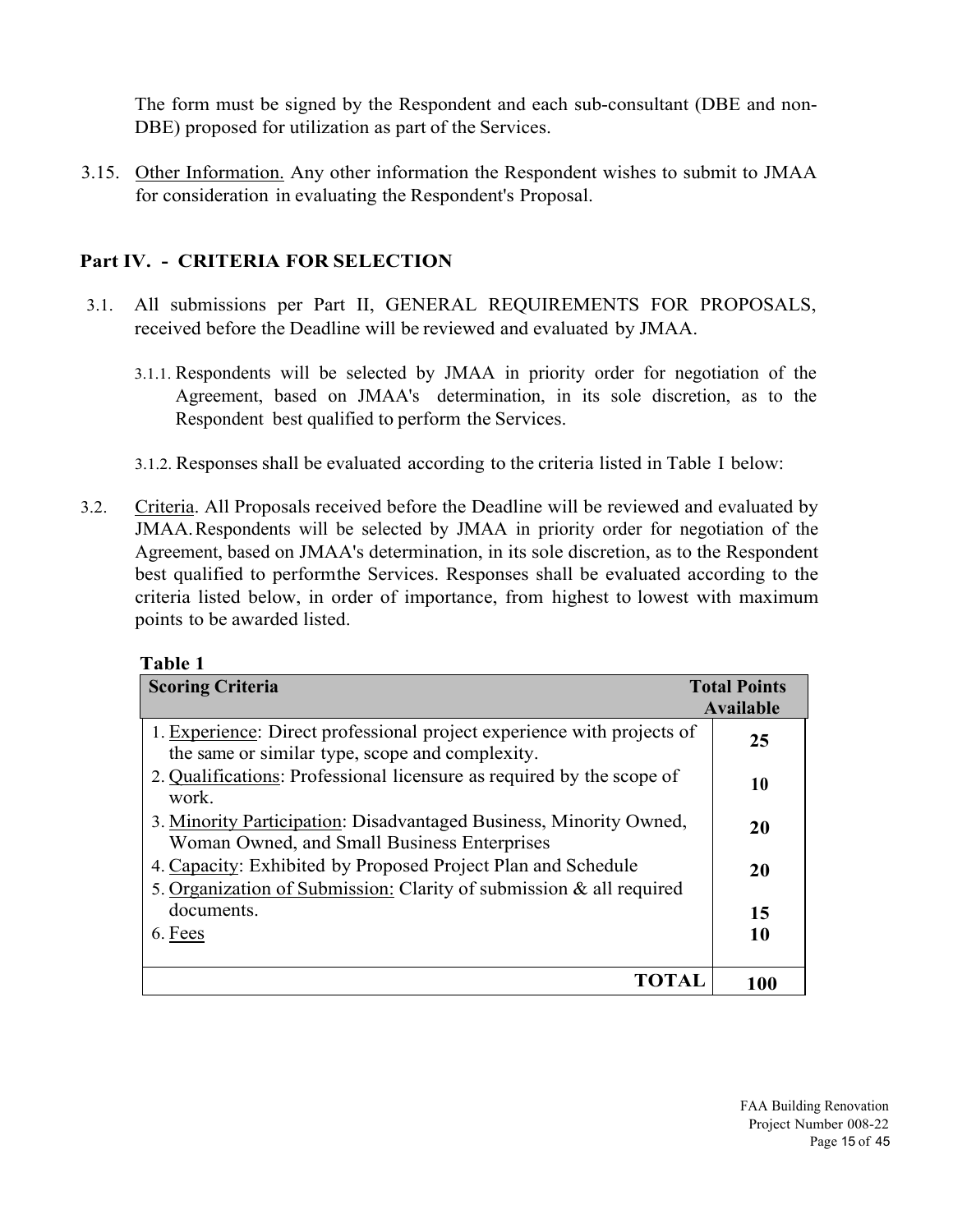The form must be signed by the Respondent and each sub-consultant (DBE and non-DBE) proposed for utilization as part of the Services.

3.15. Other Information. Any other information the Respondent wishes to submit to JMAA for consideration in evaluating the Respondent's Proposal.

## Part IV. - CRITERIA FOR SELECTION

3.1. All submissions per Part II, GENERAL REQUIREMENTS FOR PROPOSALS, received before the Deadline will be reviewed and evaluated by JMAA.

3.1.1. Respondents will be selected by JMAA in priority order for negotiation of the Agreement, based on JMAA's determination, in its sole discretion, as to the Respondent best qualified to perform the Services.

3.1.2. Responses shall be evaluated according to the criteria listed in Table I below:

3.2. Criteria. All Proposals received before the Deadline will be reviewed and evaluated by JMAA. Respondents will be selected by JMAA in priority order for negotiation of the Agreement, based on JMAA's determination, in its sole discretion, as to the Respondent best qualified to performthe Services. Responses shall be evaluated according to the criteria listed below, in order of importance, from highest to lowest with maximum points to be awarded listed.

**Table 1**

| Scoring Criteria | Total Points Available |
|---|---|
| 1. Experience: Direct professional project experience with projects of the same or similar type, scope and complexity. | **25** |
| 2. Qualifications: Professional licensure as required by the scope of work. | **10** |
| 3. Minority Participation: Disadvantaged Business, Minority Owned, Woman Owned, and Small Business Enterprises | **20** |
| 4. Capacity: Exhibited by Proposed Project Plan and Schedule | **20** |
| 5. Organization of Submission: Clarity of submission & all required documents. | **15** |
| 6. Fees | **10** |
| **TOTAL** | **100** |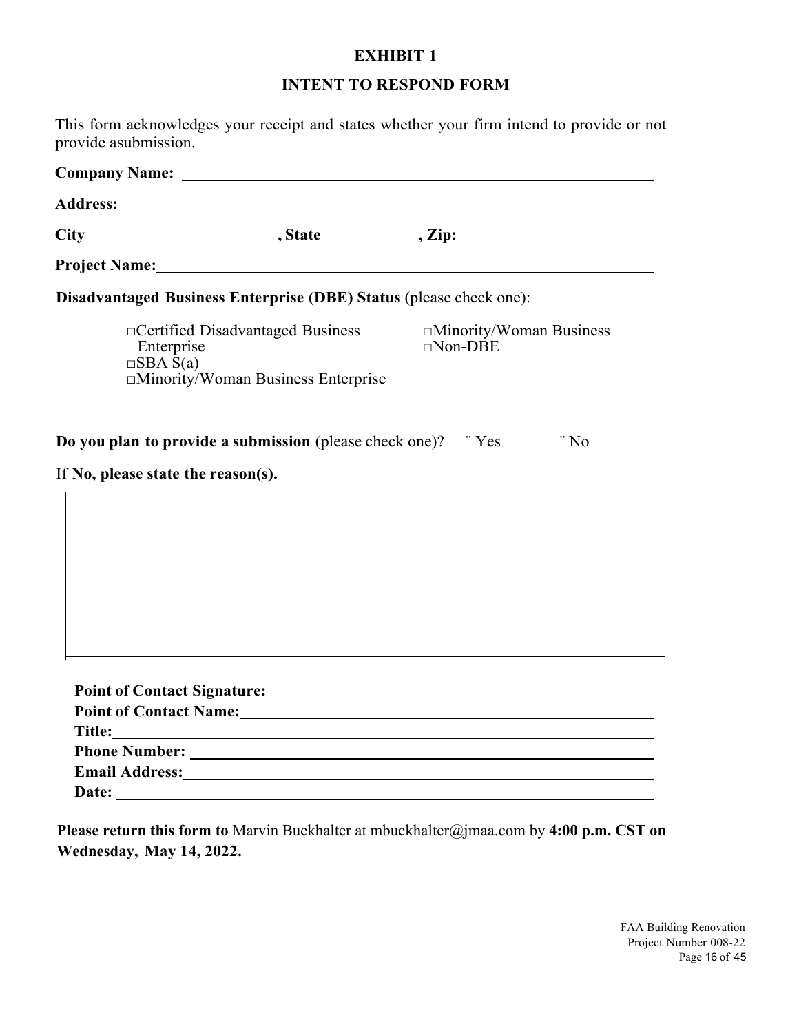# EXHIBIT 1

## INTENT TO RESPOND FORM

This form acknowledges your receipt and states whether your firm intend to provide or not provide asubmission.

**Company Name:** ______________________________________________

**Address:** ______________________________________________

**City** ____________________, **State** __________, **Zip:** ____________________

**Project Name:** ______________________________________________

**Disadvantaged Business Enterprise (DBE) Status** (please check one):

□Certified Disadvantaged Business Enterprise
□SBA S(a)
□Minority/Woman Business Enterprise
□Minority/Woman Business
□Non-DBE

**Do you plan to provide a submission** (please check one)? ¨ Yes ¨ No

If **No, please state the reason(s).**

| |
|---|
| |

**Point of Contact Signature:** ______________________________________________
**Point of Contact Name:** ______________________________________________
**Title:** ______________________________________________
**Phone Number:** ______________________________________________
**Email Address:** ______________________________________________
**Date:** ______________________________________________

**Please return this form to** Marvin Buckhalter at mbuckhalter@jmaa.com by **4:00 p.m. CST on Wednesday, May 14, 2022.**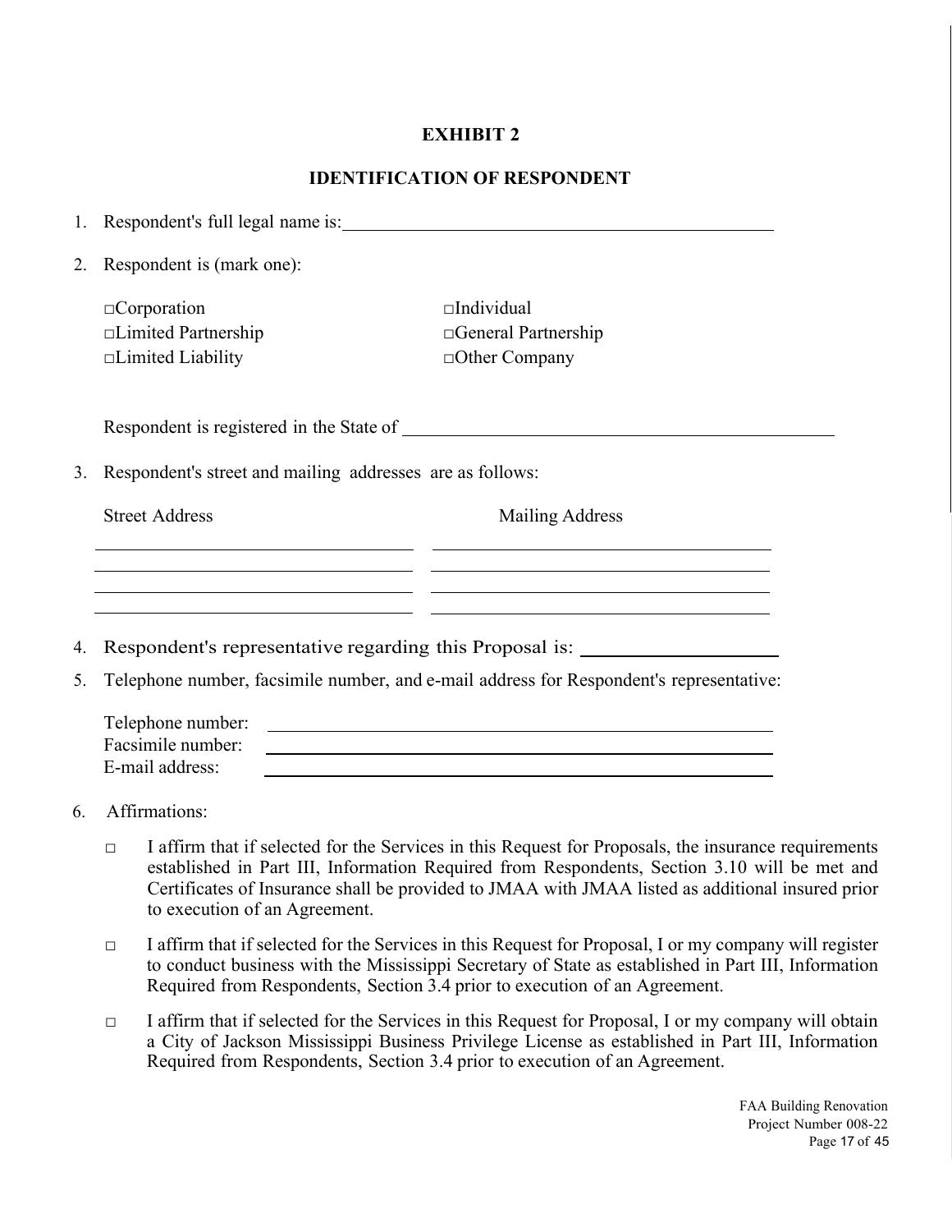# EXHIBIT 2

## IDENTIFICATION OF RESPONDENT

1. Respondent's full legal name is: ______________________________

2. Respondent is (mark one):

   □Corporation  
   □Individual  
   □Limited Partnership  
   □General Partnership  
   □Limited Liability  
   □Other Company

   Respondent is registered in the State of ______________________________

3. Respondent's street and mailing addresses are as follows:

| Street Address | Mailing Address |
|---|---|
| ______________________ | ______________________ |
| ______________________ | ______________________ |
| ______________________ | ______________________ |
| ______________________ | ______________________ |

4. Respondent's representative regarding this Proposal is: ____________________

5. Telephone number, facsimile number, and e-mail address for Respondent's representative:

   Telephone number: ______________________________  
   Facsimile number: ______________________________  
   E-mail address: ______________________________

6. Affirmations:

   □ I affirm that if selected for the Services in this Request for Proposals, the insurance requirements established in Part III, Information Required from Respondents, Section 3.10 will be met and Certificates of Insurance shall be provided to JMAA with JMAA listed as additional insured prior to execution of an Agreement.

   □ I affirm that if selected for the Services in this Request for Proposal, I or my company will register to conduct business with the Mississippi Secretary of State as established in Part III, Information Required from Respondents, Section 3.4 prior to execution of an Agreement.

   □ I affirm that if selected for the Services in this Request for Proposal, I or my company will obtain a City of Jackson Mississippi Business Privilege License as established in Part III, Information Required from Respondents, Section 3.4 prior to execution of an Agreement.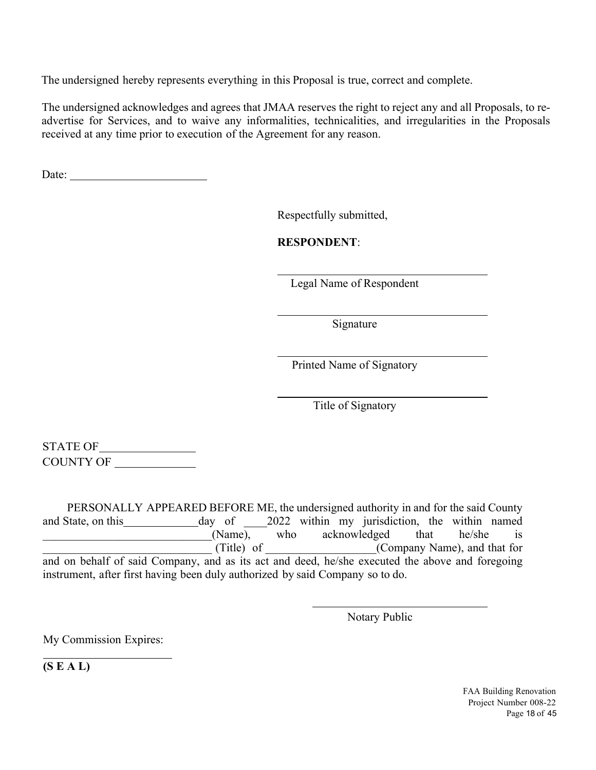The undersigned hereby represents everything in this Proposal is true, correct and complete.

The undersigned acknowledges and agrees that JMAA reserves the right to reject any and all Proposals, to re-advertise for Services, and to waive any informalities, technicalities, and irregularities in the Proposals received at any time prior to execution of the Agreement for any reason.

Date: ______________________

Respectfully submitted,

**RESPONDENT**:

______________________________
Legal Name of Respondent

______________________________
Signature

______________________________
Printed Name of Signatory

______________________________
Title of Signatory

STATE OF ______________
COUNTY OF ____________

PERSONALLY APPEARED BEFORE ME, the undersigned authority in and for the said County and State, on this ____________ day of ____ 2022 within my jurisdiction, the within named __________________________ (Name), who acknowledged that he/she is __________________________ (Title) of ________________ (Company Name), and that for and on behalf of said Company, and as its act and deed, he/she executed the above and foregoing instrument, after first having been duly authorized by said Company so to do.

______________________________
Notary Public

My Commission Expires:

______________________

**(S E A L)**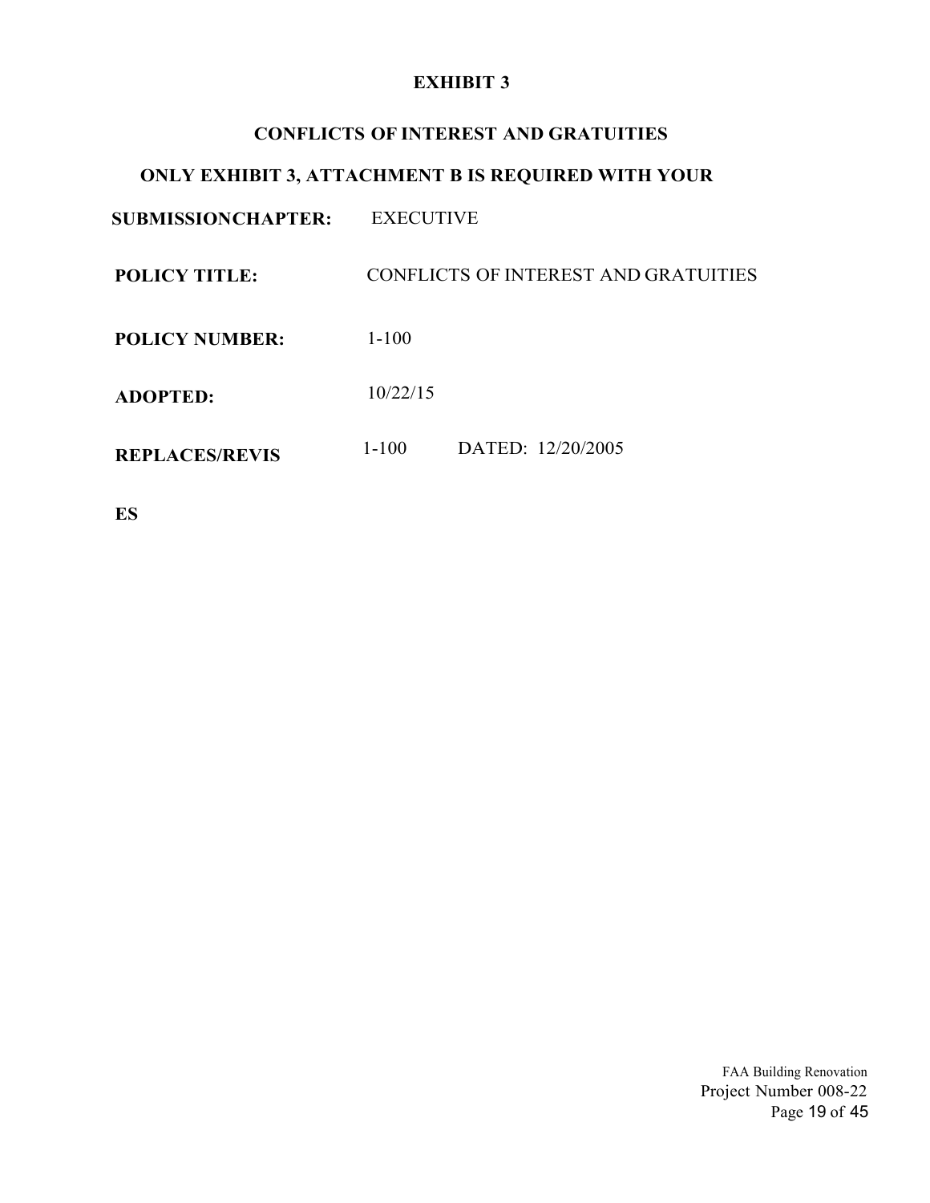**EXHIBIT 3**

**CONFLICTS OF INTEREST AND GRATUITIES**

**ONLY EXHIBIT 3, ATTACHMENT B IS REQUIRED WITH YOUR**

**SUBMISSIONCHAPTER:** EXECUTIVE

**POLICY TITLE:** CONFLICTS OF INTEREST AND GRATUITIES

**POLICY NUMBER:** 1-100

**ADOPTED:** 10/22/15

**REPLACES/REVIS** 1-100 DATED: 12/20/2005

**ES**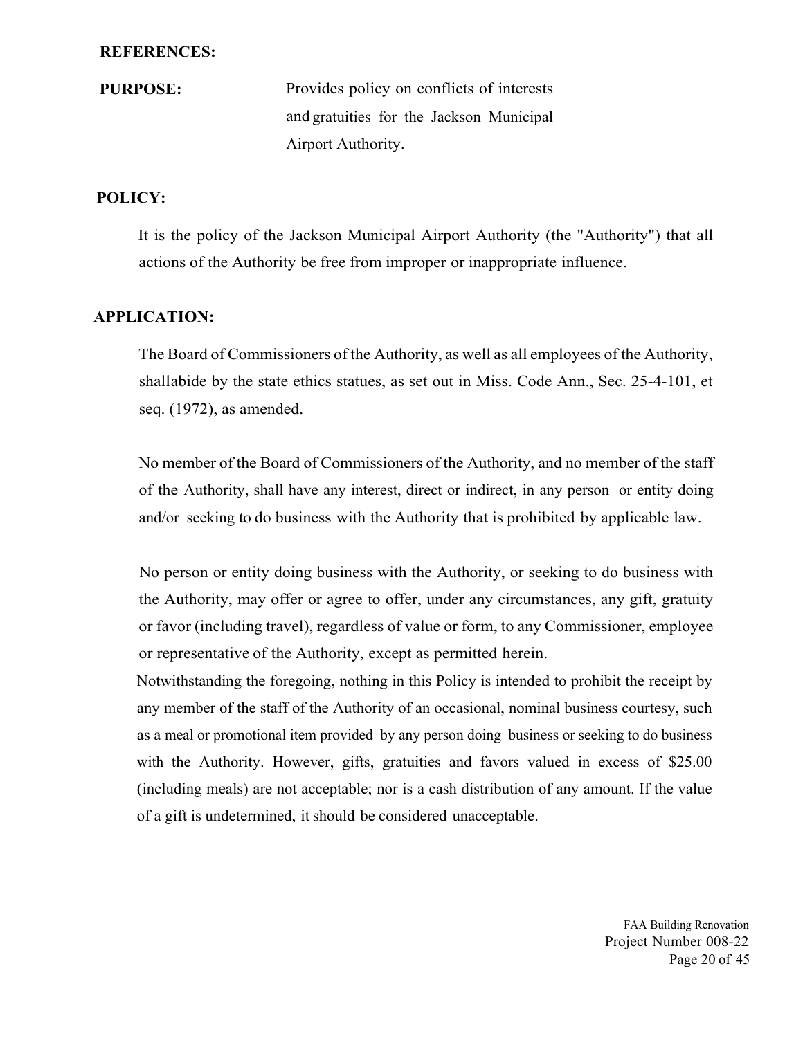**REFERENCES:**

**PURPOSE:** Provides policy on conflicts of interests and gratuities for the Jackson Municipal Airport Authority.

**POLICY:**

It is the policy of the Jackson Municipal Airport Authority (the "Authority") that all actions of the Authority be free from improper or inappropriate influence.

**APPLICATION:**

The Board of Commissioners of the Authority, as well as all employees of the Authority, shallabide by the state ethics statues, as set out in Miss. Code Ann., Sec. 25-4-101, et seq. (1972), as amended.

No member of the Board of Commissioners of the Authority, and no member of the staff of the Authority, shall have any interest, direct or indirect, in any person or entity doing and/or seeking to do business with the Authority that is prohibited by applicable law.

No person or entity doing business with the Authority, or seeking to do business with the Authority, may offer or agree to offer, under any circumstances, any gift, gratuity or favor (including travel), regardless of value or form, to any Commissioner, employee or representative of the Authority, except as permitted herein.

Notwithstanding the foregoing, nothing in this Policy is intended to prohibit the receipt by any member of the staff of the Authority of an occasional, nominal business courtesy, such as a meal or promotional item provided by any person doing business or seeking to do business with the Authority. However, gifts, gratuities and favors valued in excess of $25.00 (including meals) are not acceptable; nor is a cash distribution of any amount. If the value of a gift is undetermined, it should be considered unacceptable.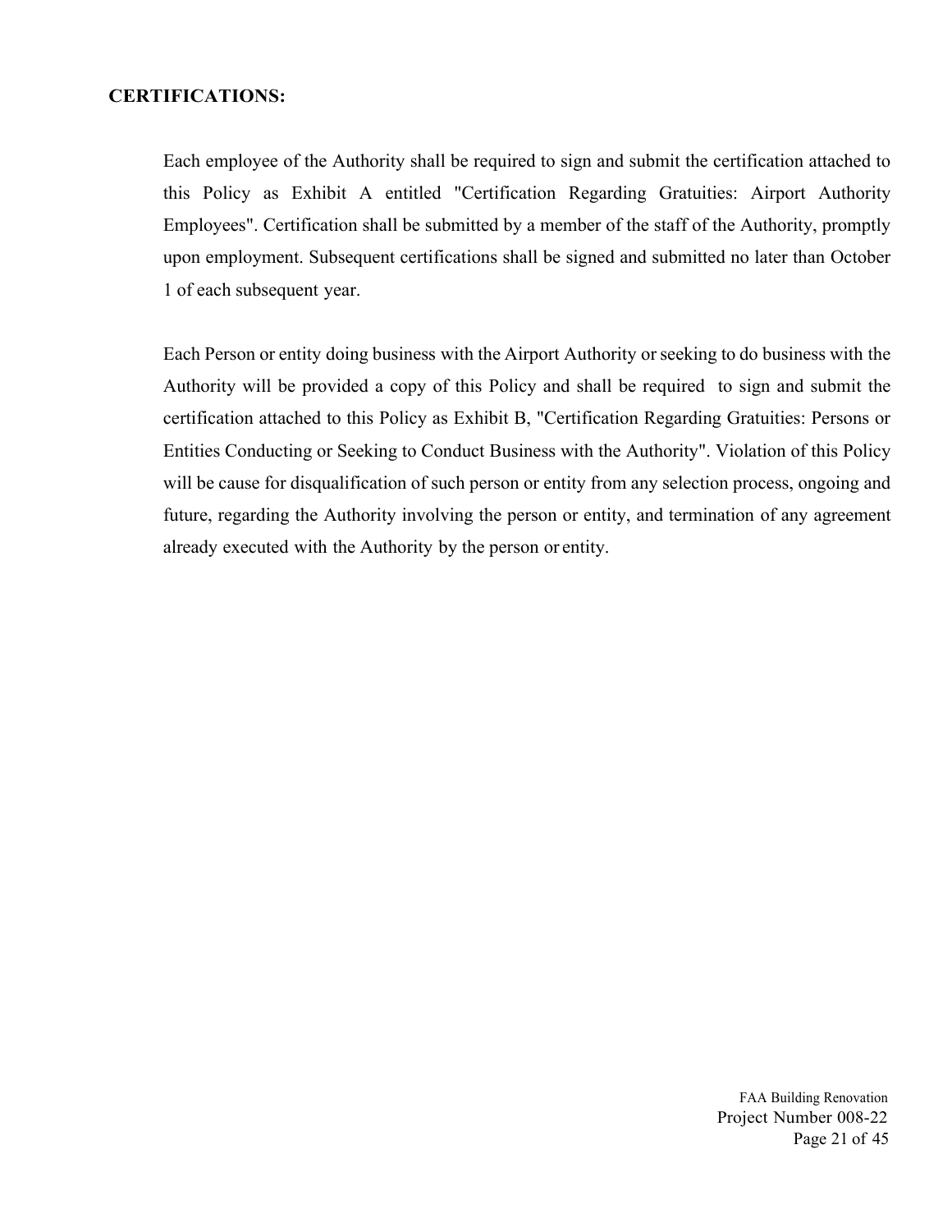**CERTIFICATIONS:**

Each employee of the Authority shall be required to sign and submit the certification attached to this Policy as Exhibit A entitled "Certification Regarding Gratuities: Airport Authority Employees". Certification shall be submitted by a member of the staff of the Authority, promptly upon employment. Subsequent certifications shall be signed and submitted no later than October 1 of each subsequent year.

Each Person or entity doing business with the Airport Authority or seeking to do business with the Authority will be provided a copy of this Policy and shall be required to sign and submit the certification attached to this Policy as Exhibit B, "Certification Regarding Gratuities: Persons or Entities Conducting or Seeking to Conduct Business with the Authority". Violation of this Policy will be cause for disqualification of such person or entity from any selection process, ongoing and future, regarding the Authority involving the person or entity, and termination of any agreement already executed with the Authority by the person or entity.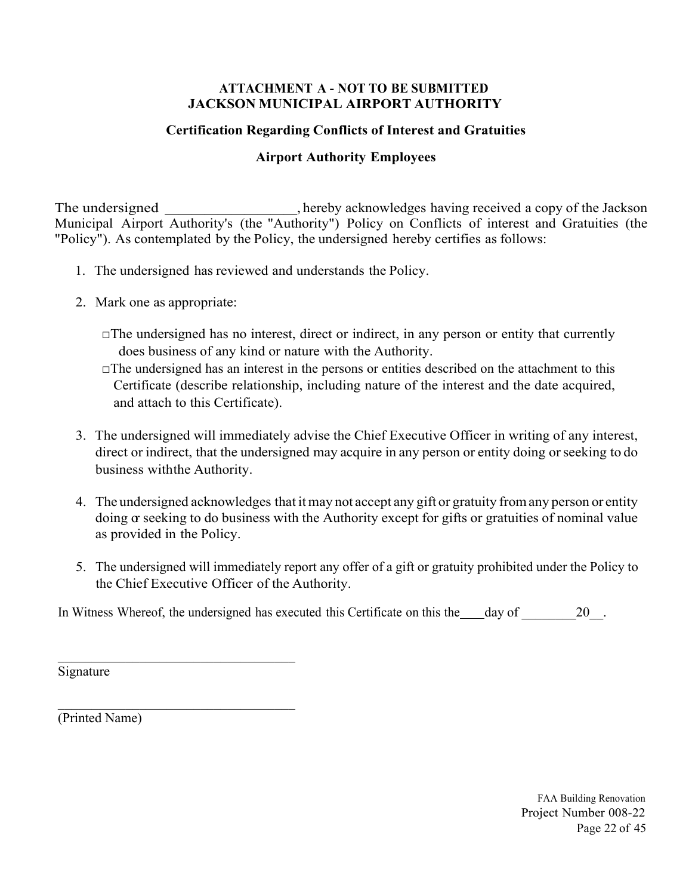**ATTACHMENT A - NOT TO BE SUBMITTED**
**JACKSON MUNICIPAL AIRPORT AUTHORITY**

**Certification Regarding Conflicts of Interest and Gratuities**

**Airport Authority Employees**

The undersigned ________________, hereby acknowledges having received a copy of the Jackson Municipal Airport Authority's (the "Authority") Policy on Conflicts of interest and Gratuities (the "Policy"). As contemplated by the Policy, the undersigned hereby certifies as follows:

1. The undersigned has reviewed and understands the Policy.
2. Mark one as appropriate:

   □ The undersigned has no interest, direct or indirect, in any person or entity that currently does business of any kind or nature with the Authority.

   □ The undersigned has an interest in the persons or entities described on the attachment to this Certificate (describe relationship, including nature of the interest and the date acquired, and attach to this Certificate).

3. The undersigned will immediately advise the Chief Executive Officer in writing of any interest, direct or indirect, that the undersigned may acquire in any person or entity doing or seeking to do business withthe Authority.
4. The undersigned acknowledges that it may not accept any gift or gratuity from any person or entity doing or seeking to do business with the Authority except for gifts or gratuities of nominal value as provided in the Policy.
5. The undersigned will immediately report any offer of a gift or gratuity prohibited under the Policy to the Chief Executive Officer of the Authority.

In Witness Whereof, the undersigned has executed this Certificate on this the____day of ________20__.

___________________________________
Signature

___________________________________
(Printed Name)

FAA Building Renovation
Project Number 008-22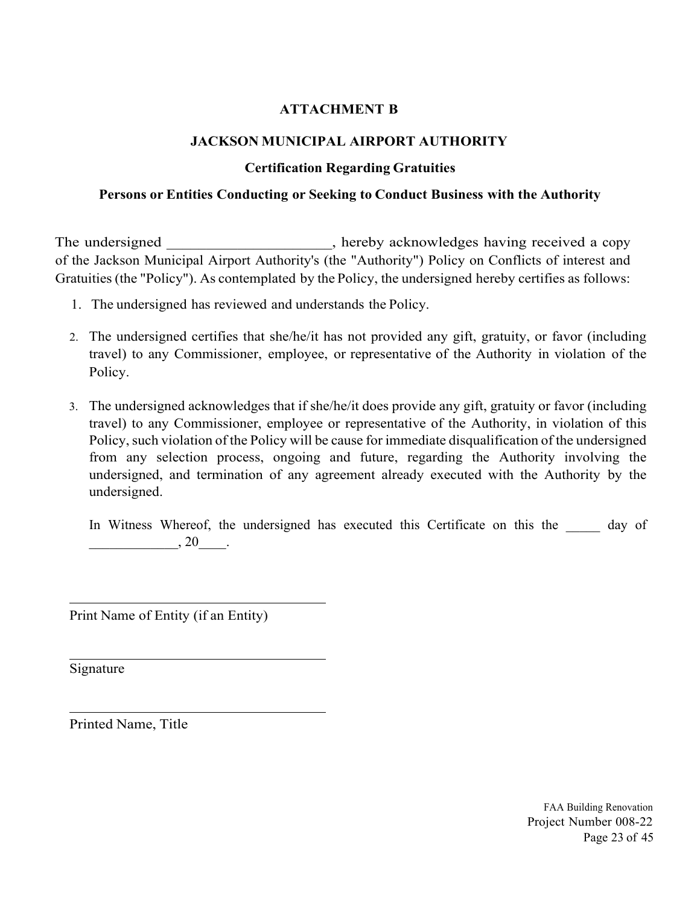**ATTACHMENT B**

**JACKSON MUNICIPAL AIRPORT AUTHORITY**

**Certification Regarding Gratuities**

**Persons or Entities Conducting or Seeking to Conduct Business with the Authority**

The undersigned _____________________, hereby acknowledges having received a copy of the Jackson Municipal Airport Authority's (the "Authority") Policy on Conflicts of interest and Gratuities (the "Policy"). As contemplated by the Policy, the undersigned hereby certifies as follows:

1. The undersigned has reviewed and understands the Policy.
2. The undersigned certifies that she/he/it has not provided any gift, gratuity, or favor (including travel) to any Commissioner, employee, or representative of the Authority in violation of the Policy.
3. The undersigned acknowledges that if she/he/it does provide any gift, gratuity or favor (including travel) to any Commissioner, employee or representative of the Authority, in violation of this Policy, such violation of the Policy will be cause for immediate disqualification of the undersigned from any selection process, ongoing and future, regarding the Authority involving the undersigned, and termination of any agreement already executed with the Authority by the undersigned.

In Witness Whereof, the undersigned has executed this Certificate on this the _____ day of _____________, 20____.

_____________________________________
Print Name of Entity (if an Entity)

_____________________________________
Signature

_____________________________________
Printed Name, Title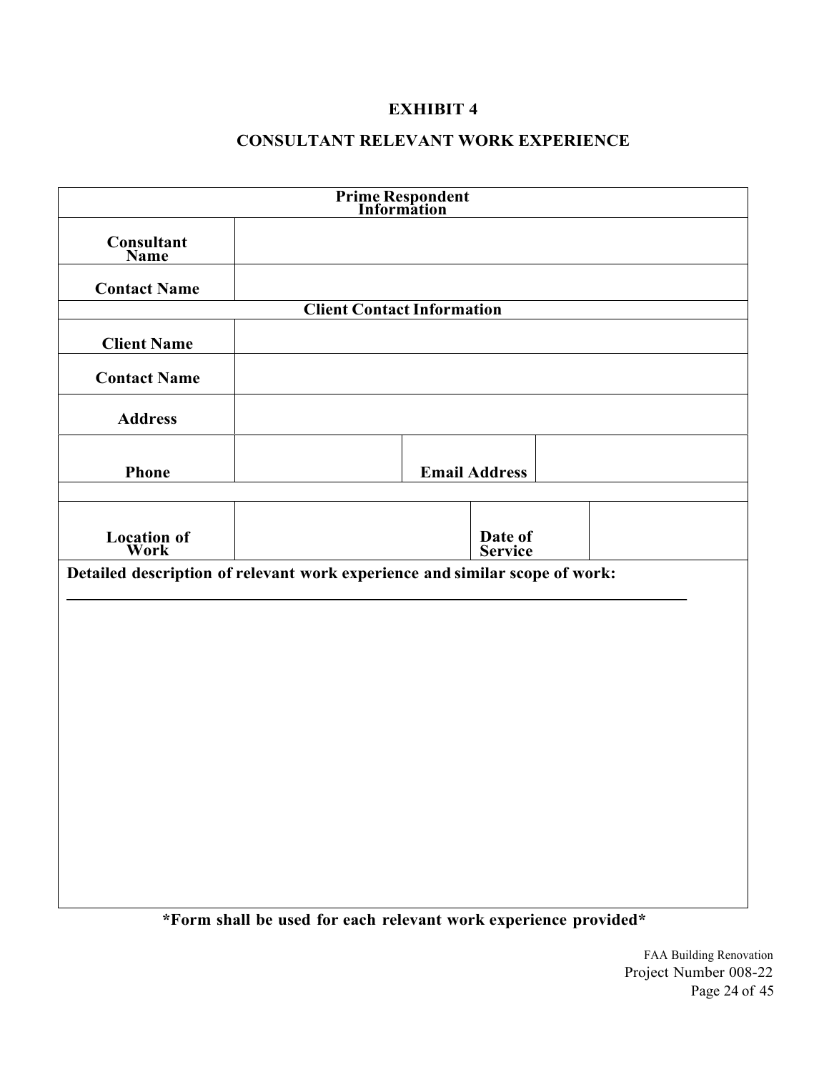# EXHIBIT 4

## CONSULTANT RELEVANT WORK EXPERIENCE

| Prime Respondent Information | | | |
|---|---|---|---|
| **Consultant Name** | | | |
| **Contact Name** | | | |
| **Client Contact Information** | | | |
| **Client Name** | | | |
| **Contact Name** | | | |
| **Address** | | | |
| **Phone** | | **Email Address** | |
| | | | |
| **Location of Work** | | **Date of Service** | |

**Detailed description of relevant work experience and similar scope of work:**

______________________________________________________________________________

**\*Form shall be used for each relevant work experience provided\***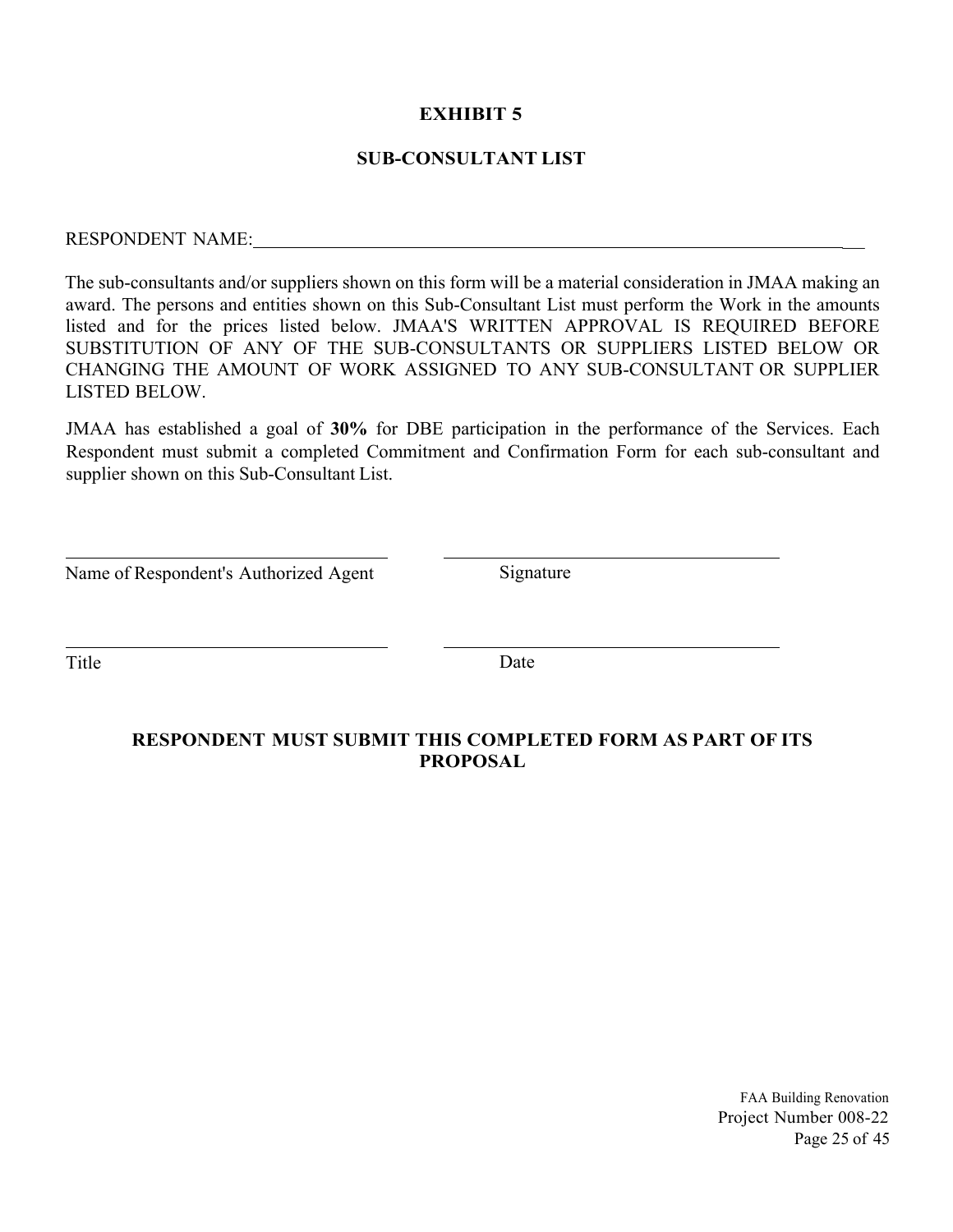# EXHIBIT 5

## SUB-CONSULTANT LIST

RESPONDENT NAME:______________________________________________________________

The sub-consultants and/or suppliers shown on this form will be a material consideration in JMAA making an award. The persons and entities shown on this Sub-Consultant List must perform the Work in the amounts listed and for the prices listed below. JMAA'S WRITTEN APPROVAL IS REQUIRED BEFORE SUBSTITUTION OF ANY OF THE SUB-CONSULTANTS OR SUPPLIERS LISTED BELOW OR CHANGING THE AMOUNT OF WORK ASSIGNED TO ANY SUB-CONSULTANT OR SUPPLIER LISTED BELOW.

JMAA has established a goal of **30%** for DBE participation in the performance of the Services. Each Respondent must submit a completed Commitment and Confirmation Form for each sub-consultant and supplier shown on this Sub-Consultant List.

| | |
|---|---|
| ______________________________ | ______________________________ |
| Name of Respondent's Authorized Agent | Signature |
| ______________________________ | ______________________________ |
| Title | Date |

**RESPONDENT MUST SUBMIT THIS COMPLETED FORM AS PART OF ITS PROPOSAL**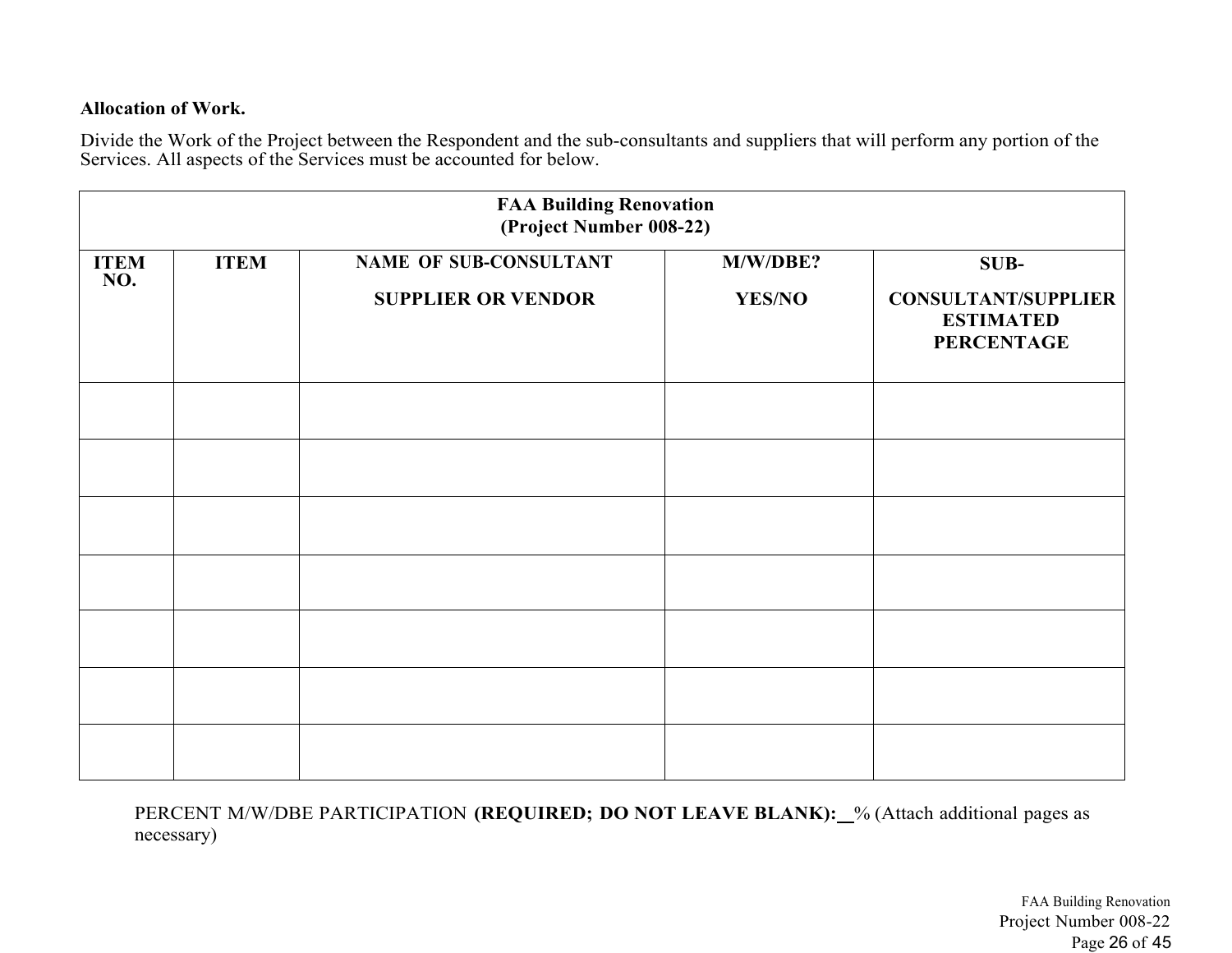**Allocation of Work.**

Divide the Work of the Project between the Respondent and the sub-consultants and suppliers that will perform any portion of the Services. All aspects of the Services must be accounted for below.

| **FAA Building Renovation (Project Number 008-22)** | | | | |
|---|---|---|---|---|
| **ITEM NO.** | **ITEM** | **NAME OF SUB-CONSULTANT SUPPLIER OR VENDOR** | **M/W/DBE? YES/NO** | **SUB-CONSULTANT/SUPPLIER ESTIMATED PERCENTAGE** |
| | | | | |
| | | | | |
| | | | | |
| | | | | |
| | | | | |
| | | | | |
| | | | | |

PERCENT M/W/DBE PARTICIPATION **(REQUIRED; DO NOT LEAVE BLANK):__**% (Attach additional pages as necessary)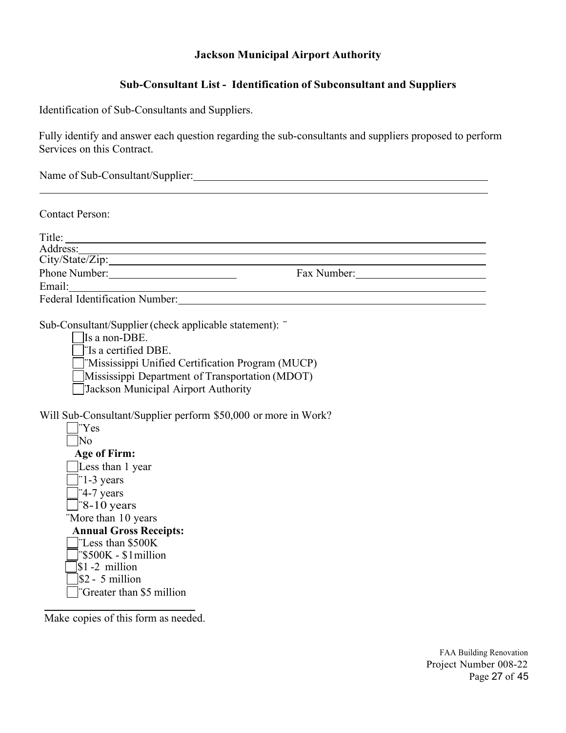**Jackson Municipal Airport Authority**

**Sub-Consultant List - Identification of Subconsultant and Suppliers**

Identification of Sub-Consultants and Suppliers.

Fully identify and answer each question regarding the sub-consultants and suppliers proposed to perform Services on this Contract.

Name of Sub-Consultant/Supplier: ______________________________________________

______________________________________________________________________

Contact Person:

Title: ______________________________________________________________

Address: ____________________________________________________________

City/State/Zip: ______________________________________________________

Phone Number: ______________________ Fax Number: ______________________

Email: ______________________________________________________________

Federal Identification Number: ______________________________________

Sub-Consultant/Supplier (check applicable statement): ¨

- ☐ Is a non-DBE.
- ☐ ¨Is a certified DBE.
- ☐ ¨Mississippi Unified Certification Program (MUCP)
- ☐ Mississippi Department of Transportation (MDOT)
- ☐ ¨Jackson Municipal Airport Authority

Will Sub-Consultant/Supplier perform $50,000 or more in Work?

- ☐ ¨Yes
- ☐ No

**Age of Firm:**

- ☐ Less than 1 year
- ☐ ¨1-3 years
- ☐ ¨4-7 years
- ☐ ¨8-10 years
- ¨More than 10 years

**Annual Gross Receipts:**

- ☐ ¨Less than $500K
- ☐ ¨$500K - $1million
- ☐ $1 -2 million
- ☐ $2 - 5 million
- ☐ ¨Greater than $5 million

Make copies of this form as needed.

FAA Building Renovation
Project Number 008-22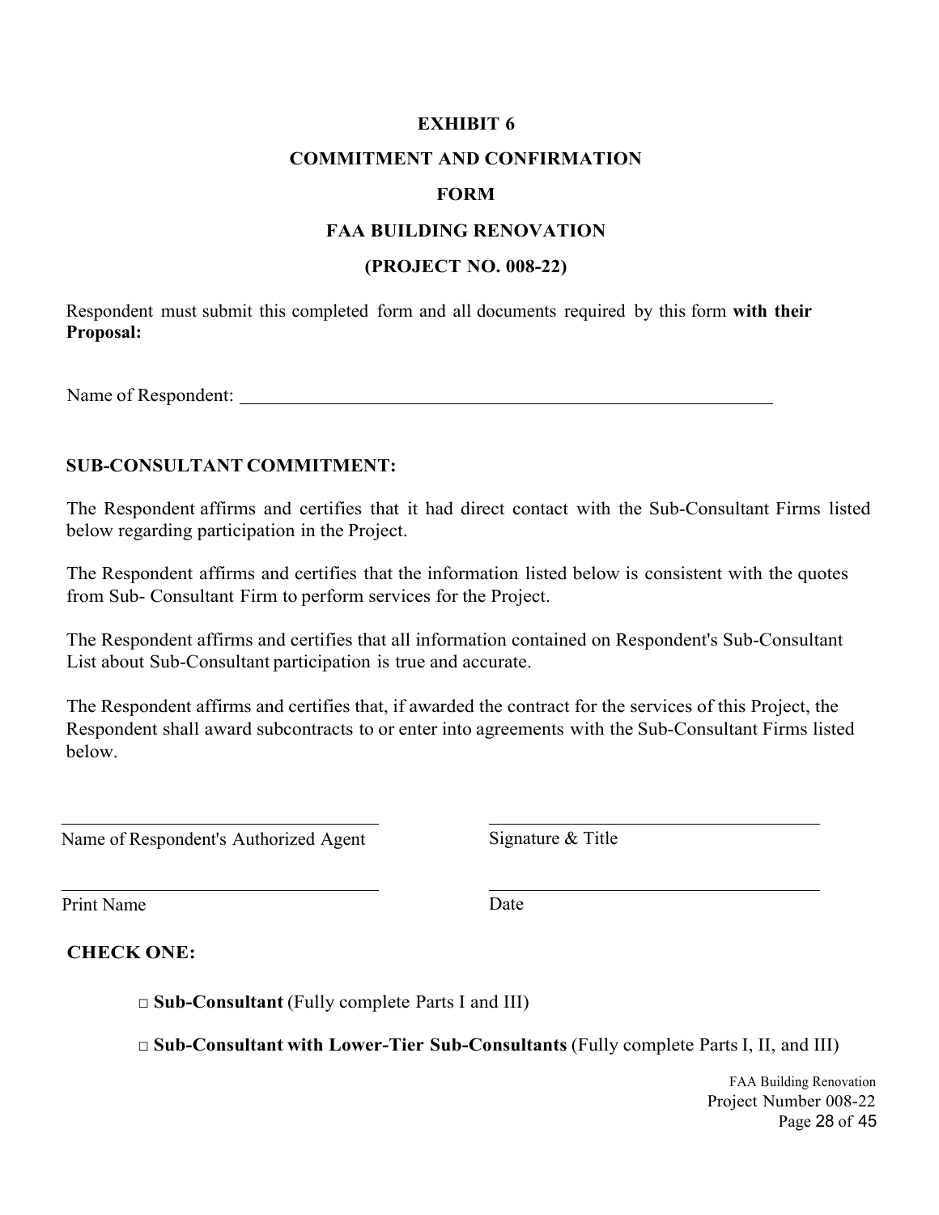**EXHIBIT 6**

**COMMITMENT AND CONFIRMATION**

**FORM**

**FAA BUILDING RENOVATION**

**(PROJECT NO. 008-22)**

Respondent must submit this completed form and all documents required by this form **with their Proposal:**

Name of Respondent: ____________________________________________________________

**SUB-CONSULTANT COMMITMENT:**

The Respondent affirms and certifies that it had direct contact with the Sub-Consultant Firms listed below regarding participation in the Project.

The Respondent affirms and certifies that the information listed below is consistent with the quotes from Sub- Consultant Firm to perform services for the Project.

The Respondent affirms and certifies that all information contained on Respondent's Sub-Consultant List about Sub-Consultant participation is true and accurate.

The Respondent affirms and certifies that, if awarded the contract for the services of this Project, the Respondent shall award subcontracts to or enter into agreements with the Sub-Consultant Firms listed below.

| | |
|---|---|
| ______________________________ | ______________________________ |
| Name of Respondent's Authorized Agent | Signature & Title |
| ______________________________ | ______________________________ |
| Print Name | Date |

**CHECK ONE:**

□ **Sub-Consultant** (Fully complete Parts I and III)

□ **Sub-Consultant with Lower-Tier Sub-Consultants** (Fully complete Parts I, II, and III)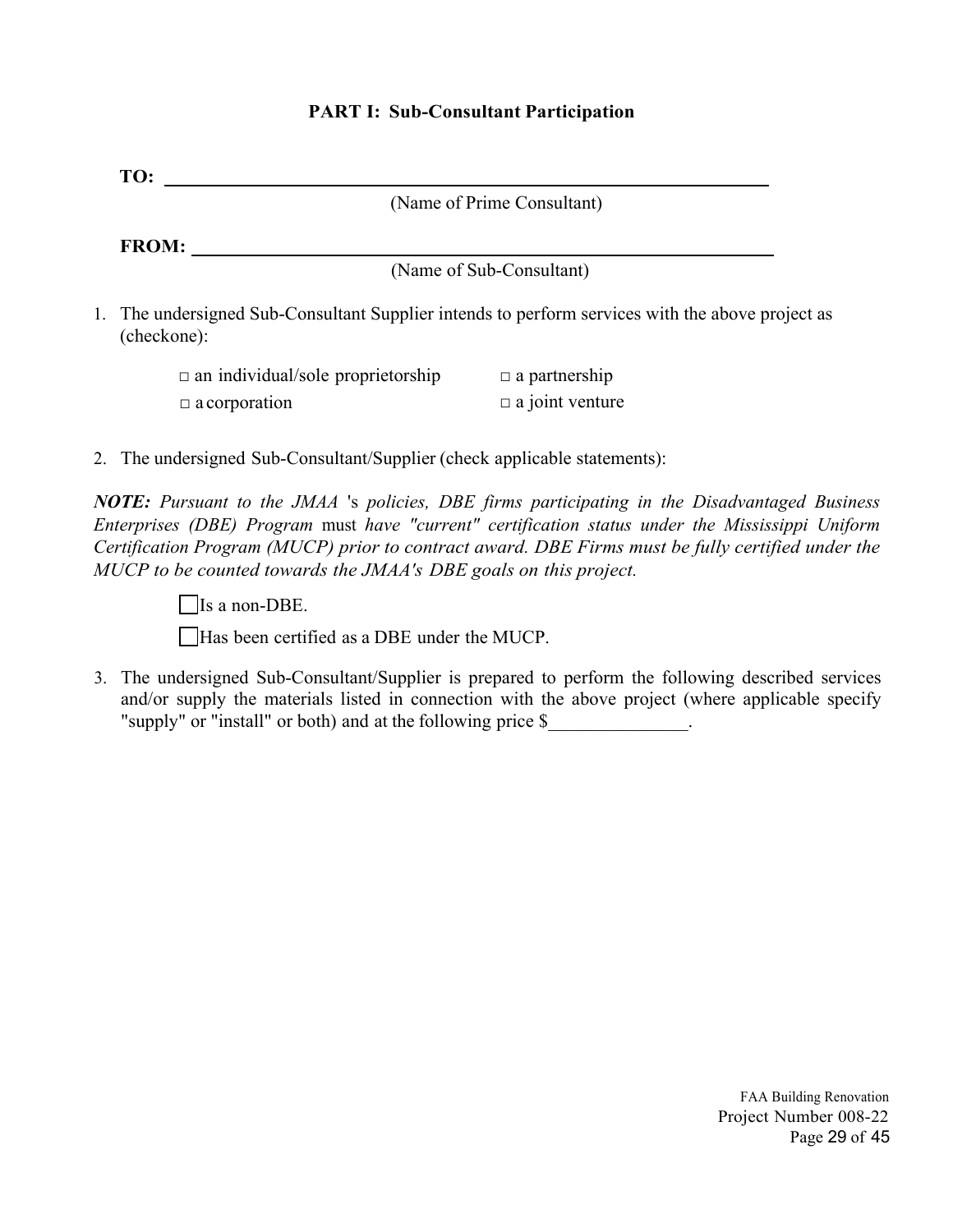## PART I: Sub-Consultant Participation

**TO:** ______________________________________________________________
(Name of Prime Consultant)

**FROM:** ____________________________________________________________
(Name of Sub-Consultant)

1. The undersigned Sub-Consultant Supplier intends to perform services with the above project as (checkone):

   □ an individual/sole proprietorship　　□ a partnership
   □ a corporation　　□ a joint venture

2. The undersigned Sub-Consultant/Supplier (check applicable statements):

***NOTE:*** *Pursuant to the JMAA* 's *policies, DBE firms participating in the Disadvantaged Business Enterprises (DBE) Program* must *have "current" certification status under the Mississippi Uniform Certification Program (MUCP) prior to contract award. DBE Firms must be fully certified under the MUCP to be counted towards the JMAA's DBE goals on this project.*

   ☐ Is a non-DBE.

   ☐ Has been certified as a DBE under the MUCP.

3. The undersigned Sub-Consultant/Supplier is prepared to perform the following described services and/or supply the materials listed in connection with the above project (where applicable specify "supply" or "install" or both) and at the following price $_______________.

FAA Building Renovation
Project Number 008-22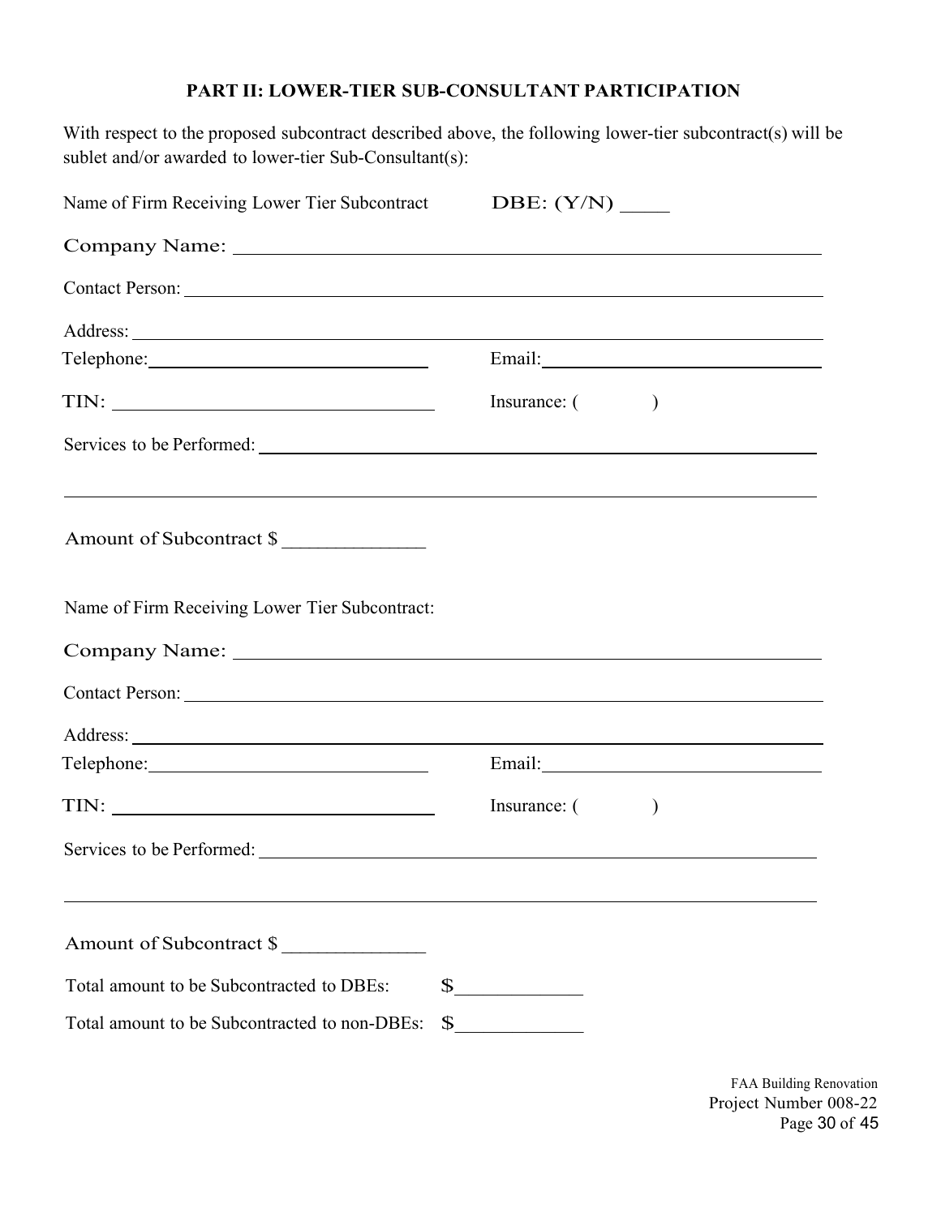## PART II: LOWER-TIER SUB-CONSULTANT PARTICIPATION

With respect to the proposed subcontract described above, the following lower-tier subcontract(s) will be sublet and/or awarded to lower-tier Sub-Consultant(s):

Name of Firm Receiving Lower Tier Subcontract DBE: (Y/N) _____

Company Name: ____________________________________________________________

Contact Person: ____________________________________________________________

Address: ____________________________________________________________

Telephone: ______________________________ Email: ______________________________

TIN: ______________________________ Insurance: ( )

Services to be Performed: ____________________________________________________________

____________________________________________________________________________

Amount of Subcontract $ ______________

Name of Firm Receiving Lower Tier Subcontract:

Company Name: ____________________________________________________________

Contact Person: ____________________________________________________________

Address: ____________________________________________________________

Telephone: ______________________________ Email: ______________________________

TIN: ______________________________ Insurance: ( )

Services to be Performed: ____________________________________________________________

____________________________________________________________________________

Amount of Subcontract $ ______________

Total amount to be Subcontracted to DBEs: $_____________

Total amount to be Subcontracted to non-DBEs: $_____________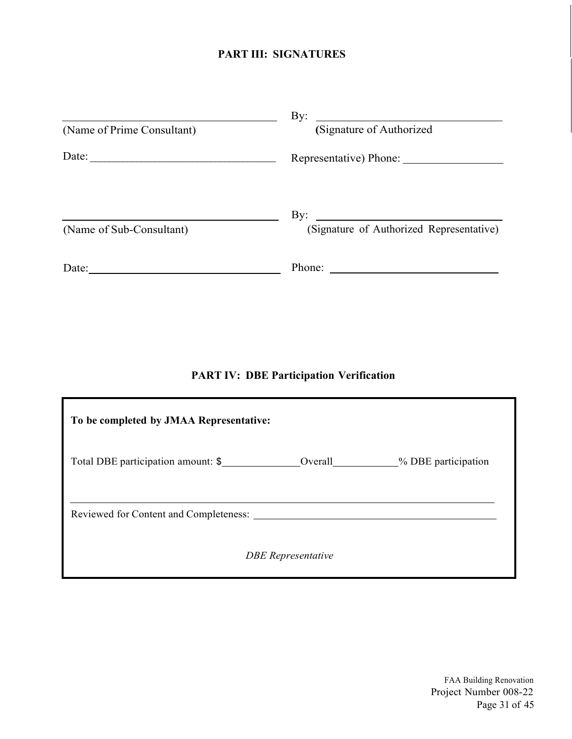## PART III: SIGNATURES

______________________________ By: ______________________________
(Name of Prime Consultant) (Signature of Authorized

Date: ______________________________ Representative) Phone: ______________

______________________________ By: ______________________________
(Name of Sub-Consultant) (Signature of Authorized Representative)

Date: ______________________________ Phone: ______________________________

## PART IV: DBE Participation Verification

**To be completed by JMAA Representative:**

Total DBE participation amount: $____________ Overall__________% DBE participation

______________________________________________________________

Reviewed for Content and Completeness: ______________________________

*DBE Representative*

FAA Building Renovation
Project Number 008-22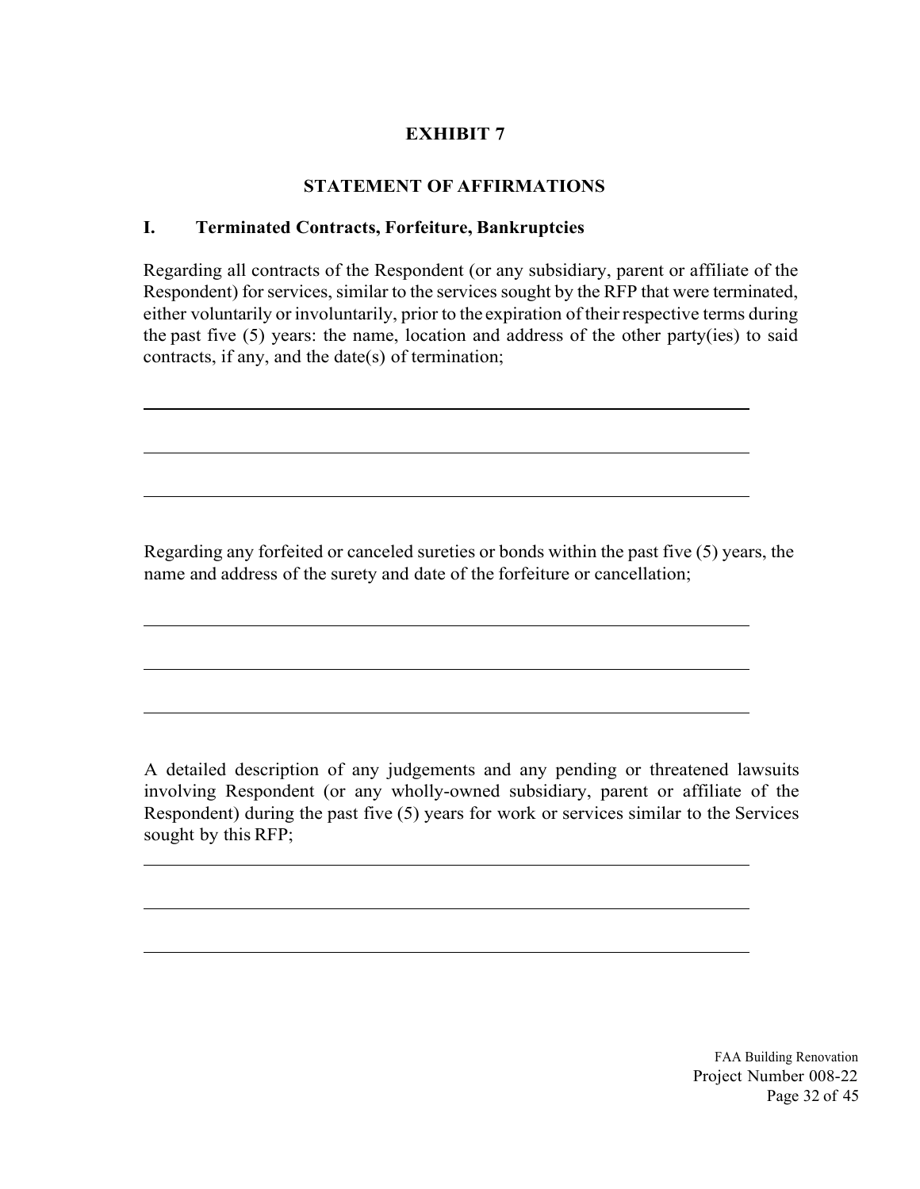# EXHIBIT 7

## STATEMENT OF AFFIRMATIONS

### I. Terminated Contracts, Forfeiture, Bankruptcies

Regarding all contracts of the Respondent (or any subsidiary, parent or affiliate of the Respondent) for services, similar to the services sought by the RFP that were terminated, either voluntarily or involuntarily, prior to the expiration of their respective terms during the past five (5) years: the name, location and address of the other party(ies) to said contracts, if any, and the date(s) of termination;

\_\_\_\_\_\_\_\_\_\_\_\_\_\_\_\_\_\_\_\_\_\_\_\_\_\_\_\_\_\_\_\_\_\_\_\_\_\_\_\_\_\_\_\_\_\_\_\_\_\_\_\_\_\_\_\_\_\_\_\_

\_\_\_\_\_\_\_\_\_\_\_\_\_\_\_\_\_\_\_\_\_\_\_\_\_\_\_\_\_\_\_\_\_\_\_\_\_\_\_\_\_\_\_\_\_\_\_\_\_\_\_\_\_\_\_\_\_\_\_\_

\_\_\_\_\_\_\_\_\_\_\_\_\_\_\_\_\_\_\_\_\_\_\_\_\_\_\_\_\_\_\_\_\_\_\_\_\_\_\_\_\_\_\_\_\_\_\_\_\_\_\_\_\_\_\_\_\_\_\_\_

Regarding any forfeited or canceled sureties or bonds within the past five (5) years, the name and address of the surety and date of the forfeiture or cancellation;

\_\_\_\_\_\_\_\_\_\_\_\_\_\_\_\_\_\_\_\_\_\_\_\_\_\_\_\_\_\_\_\_\_\_\_\_\_\_\_\_\_\_\_\_\_\_\_\_\_\_\_\_\_\_\_\_\_\_\_\_

\_\_\_\_\_\_\_\_\_\_\_\_\_\_\_\_\_\_\_\_\_\_\_\_\_\_\_\_\_\_\_\_\_\_\_\_\_\_\_\_\_\_\_\_\_\_\_\_\_\_\_\_\_\_\_\_\_\_\_\_

\_\_\_\_\_\_\_\_\_\_\_\_\_\_\_\_\_\_\_\_\_\_\_\_\_\_\_\_\_\_\_\_\_\_\_\_\_\_\_\_\_\_\_\_\_\_\_\_\_\_\_\_\_\_\_\_\_\_\_\_

A detailed description of any judgements and any pending or threatened lawsuits involving Respondent (or any wholly-owned subsidiary, parent or affiliate of the Respondent) during the past five (5) years for work or services similar to the Services sought by this RFP;

\_\_\_\_\_\_\_\_\_\_\_\_\_\_\_\_\_\_\_\_\_\_\_\_\_\_\_\_\_\_\_\_\_\_\_\_\_\_\_\_\_\_\_\_\_\_\_\_\_\_\_\_\_\_\_\_\_\_\_\_

\_\_\_\_\_\_\_\_\_\_\_\_\_\_\_\_\_\_\_\_\_\_\_\_\_\_\_\_\_\_\_\_\_\_\_\_\_\_\_\_\_\_\_\_\_\_\_\_\_\_\_\_\_\_\_\_\_\_\_\_

\_\_\_\_\_\_\_\_\_\_\_\_\_\_\_\_\_\_\_\_\_\_\_\_\_\_\_\_\_\_\_\_\_\_\_\_\_\_\_\_\_\_\_\_\_\_\_\_\_\_\_\_\_\_\_\_\_\_\_\_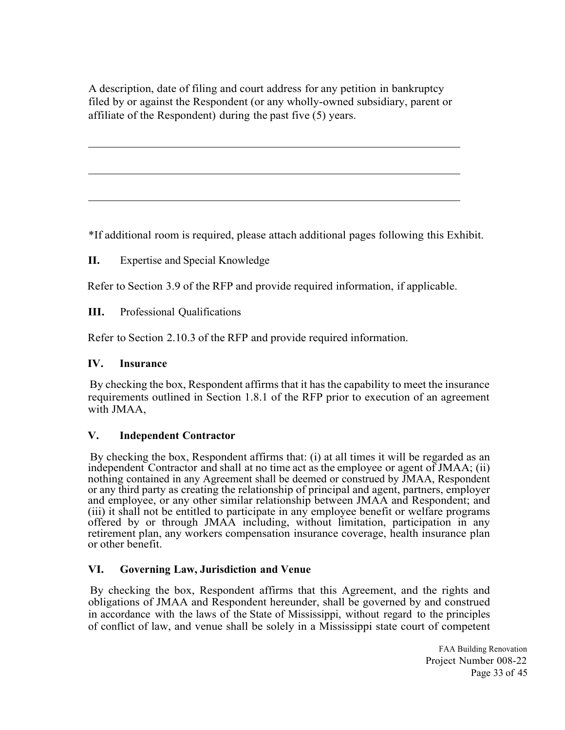A description, date of filing and court address for any petition in bankruptcy filed by or against the Respondent (or any wholly-owned subsidiary, parent or affiliate of the Respondent) during the past five (5) years.

\_\_\_\_\_\_\_\_\_\_\_\_\_\_\_\_\_\_\_\_\_\_\_\_\_\_\_\_\_\_\_\_\_\_\_\_\_\_\_\_\_\_\_\_\_\_\_\_\_\_\_\_\_\_\_\_\_\_\_\_

\_\_\_\_\_\_\_\_\_\_\_\_\_\_\_\_\_\_\_\_\_\_\_\_\_\_\_\_\_\_\_\_\_\_\_\_\_\_\_\_\_\_\_\_\_\_\_\_\_\_\_\_\_\_\_\_\_\_\_\_

\_\_\_\_\_\_\_\_\_\_\_\_\_\_\_\_\_\_\_\_\_\_\_\_\_\_\_\_\_\_\_\_\_\_\_\_\_\_\_\_\_\_\_\_\_\_\_\_\_\_\_\_\_\_\_\_\_\_\_\_

*If additional room is required, please attach additional pages following this Exhibit.

**II.** Expertise and Special Knowledge

Refer to Section 3.9 of the RFP and provide required information, if applicable.

**III.** Professional Qualifications

Refer to Section 2.10.3 of the RFP and provide required information.

**IV. Insurance**

By checking the box, Respondent affirms that it has the capability to meet the insurance requirements outlined in Section 1.8.1 of the RFP prior to execution of an agreement with JMAA,

**V. Independent Contractor**

By checking the box, Respondent affirms that: (i) at all times it will be regarded as an independent Contractor and shall at no time act as the employee or agent of JMAA; (ii) nothing contained in any Agreement shall be deemed or construed by JMAA, Respondent or any third party as creating the relationship of principal and agent, partners, employer and employee, or any other similar relationship between JMAA and Respondent; and (iii) it shall not be entitled to participate in any employee benefit or welfare programs offered by or through JMAA including, without limitation, participation in any retirement plan, any workers compensation insurance coverage, health insurance plan or other benefit.

**VI. Governing Law, Jurisdiction and Venue**

By checking the box, Respondent affirms that this Agreement, and the rights and obligations of JMAA and Respondent hereunder, shall be governed by and construed in accordance with the laws of the State of Mississippi, without regard to the principles of conflict of law, and venue shall be solely in a Mississippi state court of competent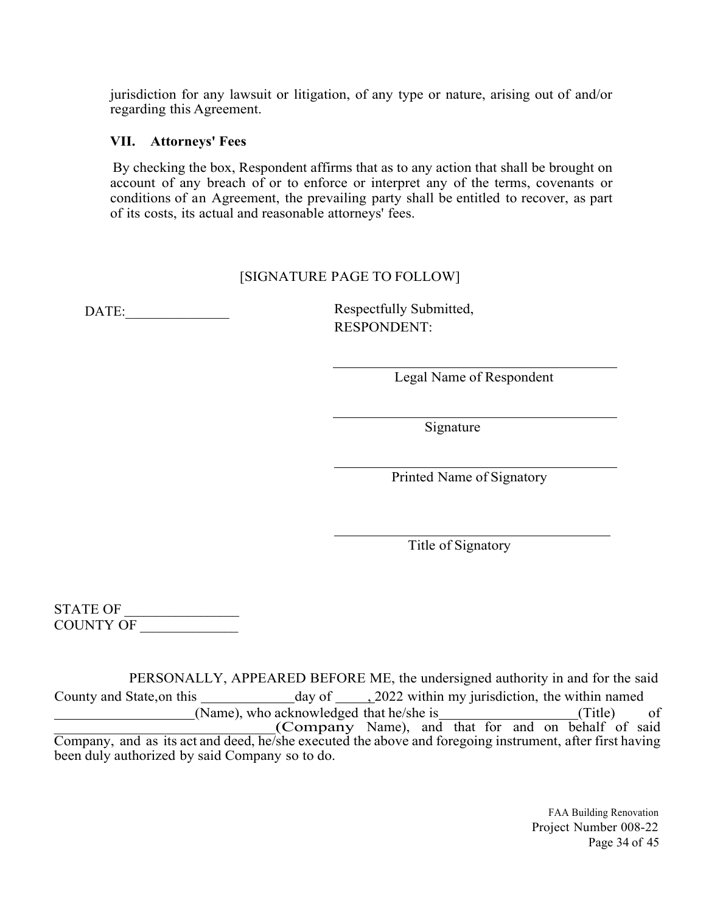jurisdiction for any lawsuit or litigation, of any type or nature, arising out of and/or regarding this Agreement.

### VII. Attorneys' Fees

By checking the box, Respondent affirms that as to any action that shall be brought on account of any breach of or to enforce or interpret any of the terms, covenants or conditions of an Agreement, the prevailing party shall be entitled to recover, as part of its costs, its actual and reasonable attorneys' fees.

[SIGNATURE PAGE TO FOLLOW]

DATE:_______________

Respectfully Submitted,
RESPONDENT:

___________________________________________
Legal Name of Respondent

___________________________________________
Signature

___________________________________________
Printed Name of Signatory

___________________________________________
Title of Signatory

STATE OF ________________
COUNTY OF ______________

PERSONALLY, APPEARED BEFORE ME, the undersigned authority in and for the said County and State,on this _____________day of _____, 2022 within my jurisdiction, the within named ____________________(Name), who acknowledged that he/she is___________________(Title) of _______________________________(Company Name), and that for and on behalf of said Company, and as its act and deed, he/she executed the above and foregoing instrument, after first having been duly authorized by said Company so to do.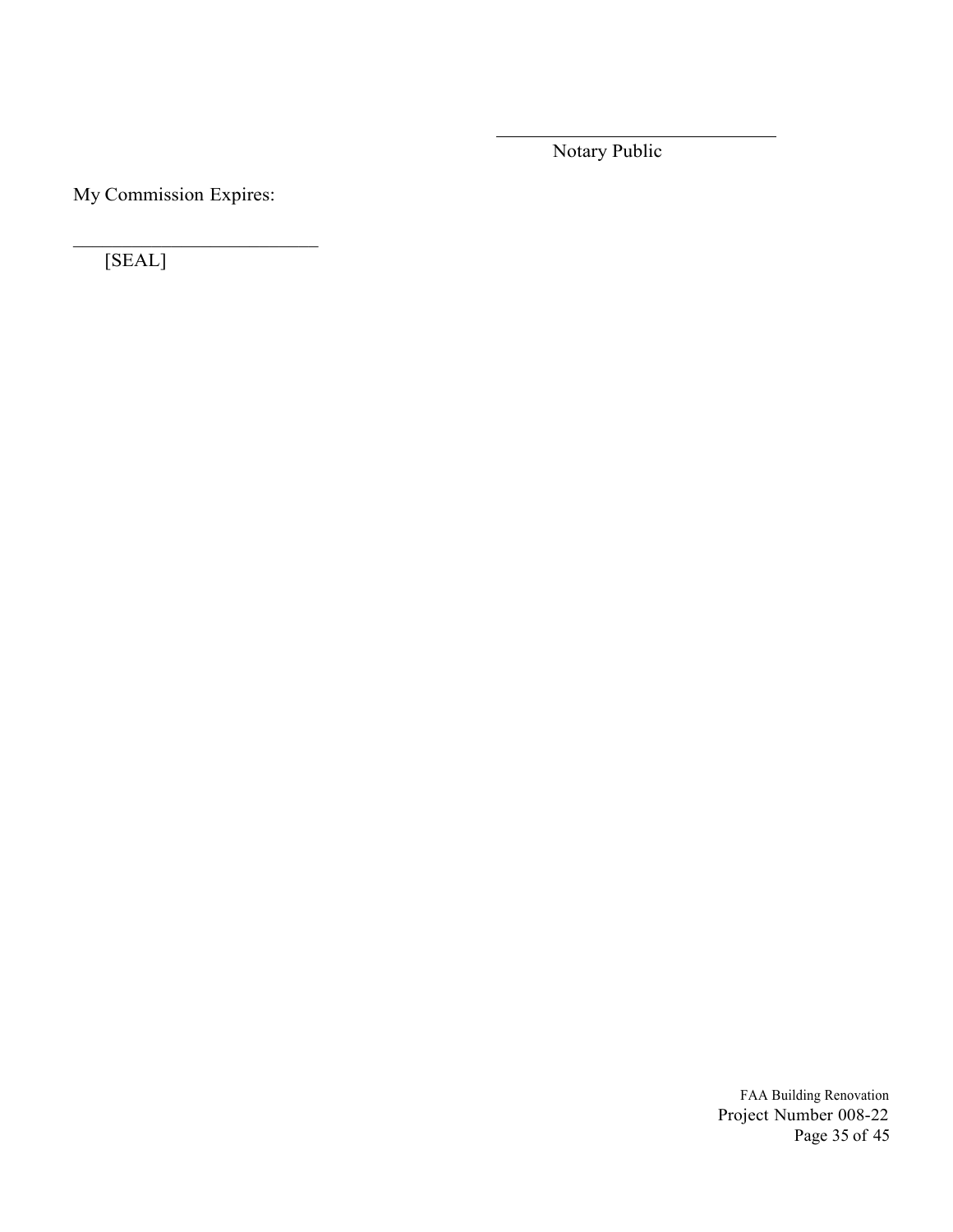\_\_\_\_\_\_\_\_\_\_\_\_\_\_\_\_\_\_\_\_\_\_\_\_\_\_\_\_\_\_
Notary Public

My Commission Expires:

\_\_\_\_\_\_\_\_\_\_\_\_\_\_\_\_\_\_\_\_\_\_\_\_\_\_\_\_\_\_
[SEAL]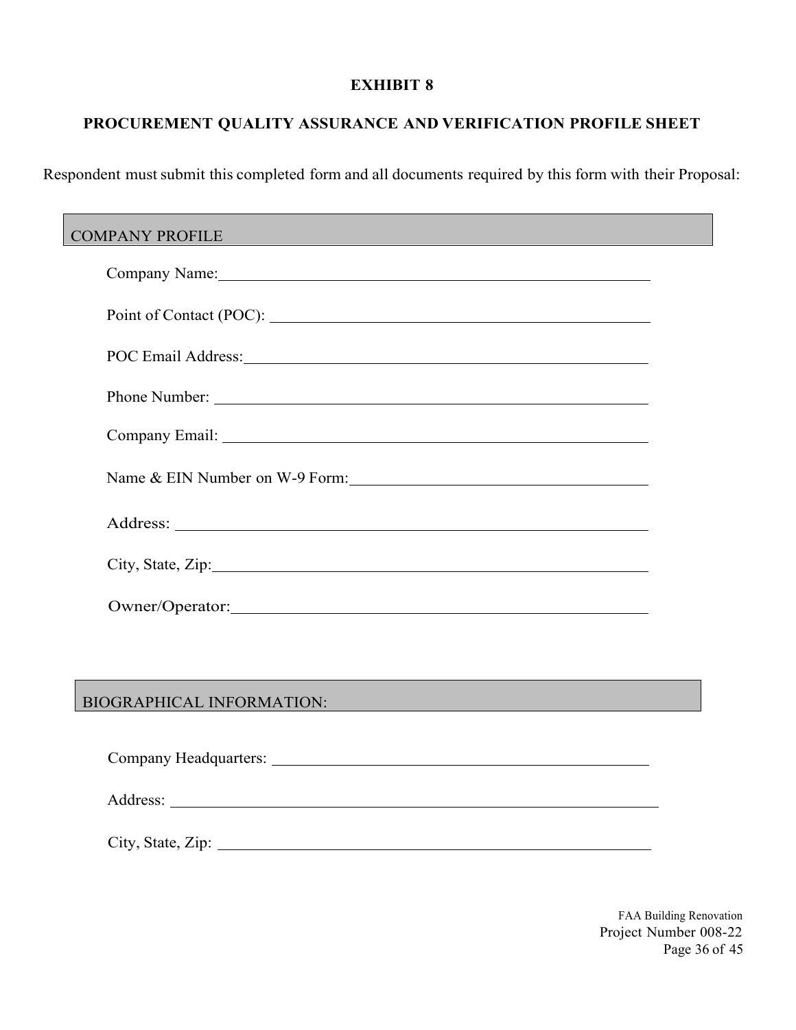# EXHIBIT 8

## PROCUREMENT QUALITY ASSURANCE AND VERIFICATION PROFILE SHEET

Respondent must submit this completed form and all documents required by this form with their Proposal:

### COMPANY PROFILE

Company Name: ______________________________________________

Point of Contact (POC): ______________________________________

POC Email Address: __________________________________________

Phone Number: ______________________________________________

Company Email: _____________________________________________

Name & EIN Number on W-9 Form: ______________________________

Address: ___________________________________________________

City, State, Zip: ____________________________________________

Owner/Operator: _____________________________________________

### BIOGRAPHICAL INFORMATION:

Company Headquarters: _______________________________________

Address: ___________________________________________________

City, State, Zip: ____________________________________________

FAA Building Renovation
Project Number 008-22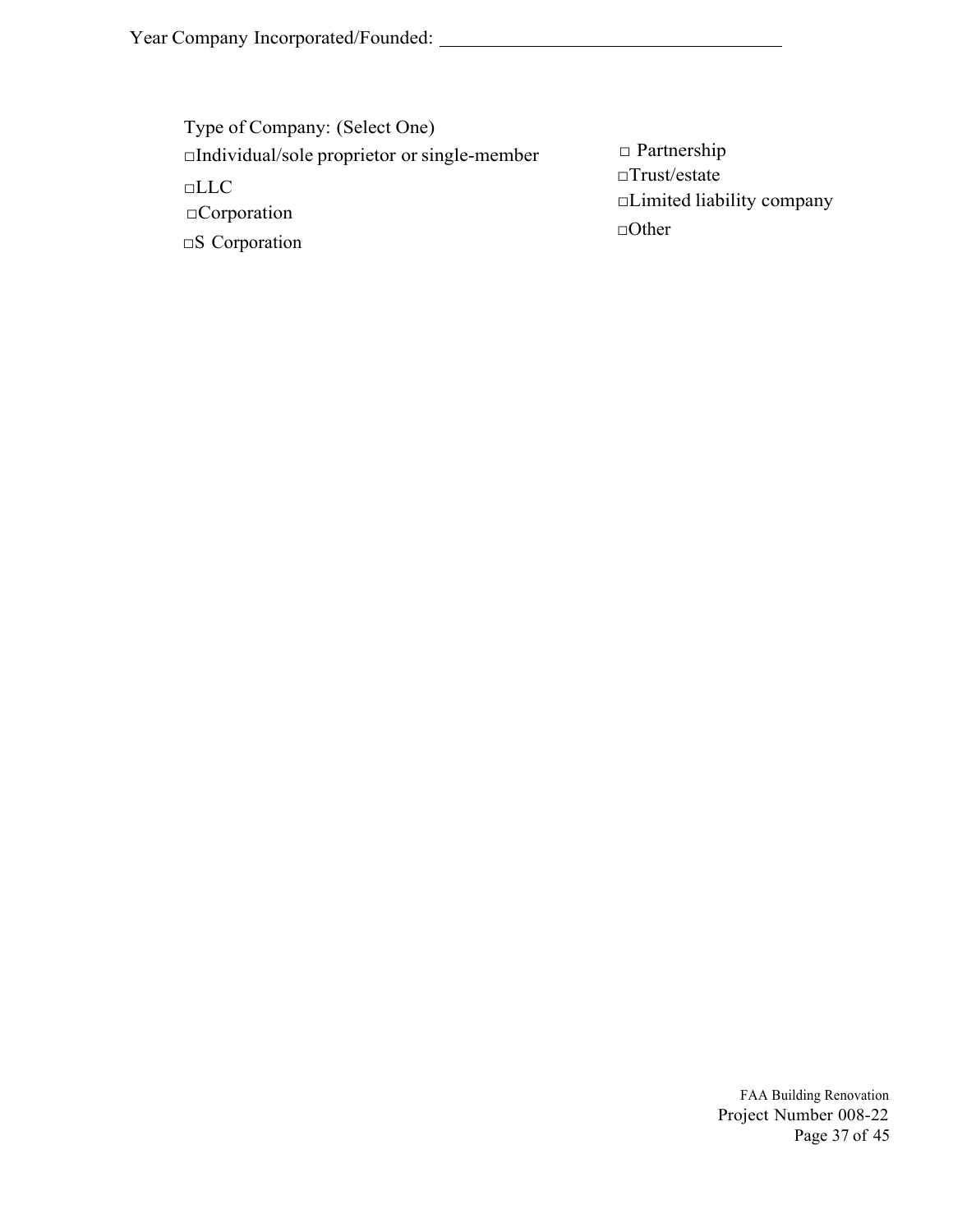Year Company Incorporated/Founded: ______________________________________

Type of Company: (Select One)

- □Individual/sole proprietor or single-member
- □LLC
- □Corporation
- □S Corporation
- □ Partnership
- □Trust/estate
- □Limited liability company
- □Other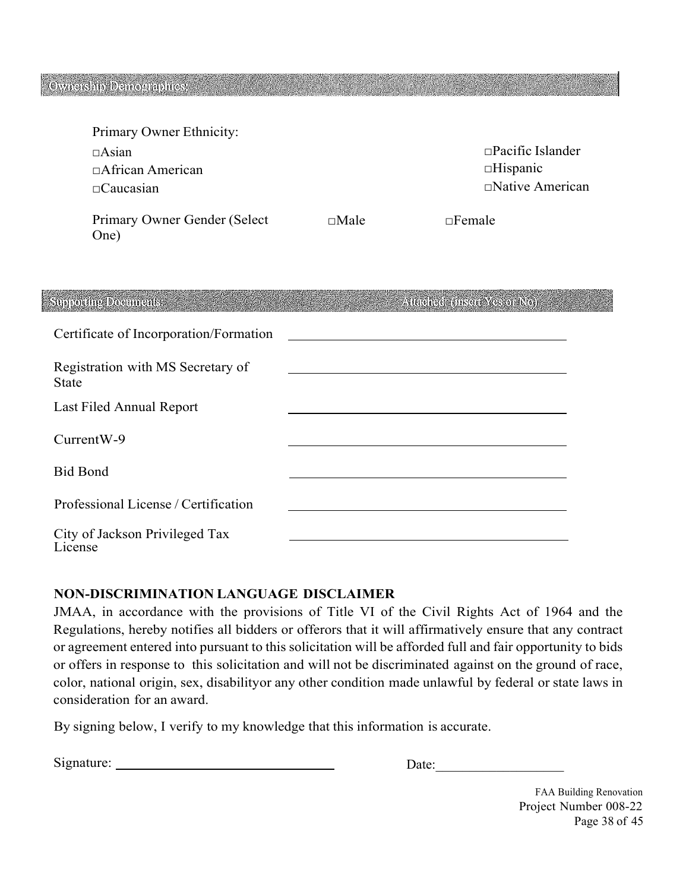## Ownership Demographics:

Primary Owner Ethnicity:

- □Asian
- □African American
- □Caucasian
- □Pacific Islander
- □Hispanic
- □Native American

Primary Owner Gender (Select One) □Male □Female

| Supporting Documents: | Attached: (Insert Yes or No) |
|---|---|
| Certificate of Incorporation/Formation | |
| Registration with MS Secretary of State | |
| Last Filed Annual Report | |
| CurrentW-9 | |
| Bid Bond | |
| Professional License / Certification | |
| City of Jackson Privileged Tax License | |

**NON-DISCRIMINATION LANGUAGE DISCLAIMER**

JMAA, in accordance with the provisions of Title VI of the Civil Rights Act of 1964 and the Regulations, hereby notifies all bidders or offerors that it will affirmatively ensure that any contract or agreement entered into pursuant to this solicitation will be afforded full and fair opportunity to bids or offers in response to this solicitation and will not be discriminated against on the ground of race, color, national origin, sex, disabilityor any other condition made unlawful by federal or state laws in consideration for an award.

By signing below, I verify to my knowledge that this information is accurate.

Signature: ______________________________ Date:__________________

FAA Building Renovation
Project Number 008-22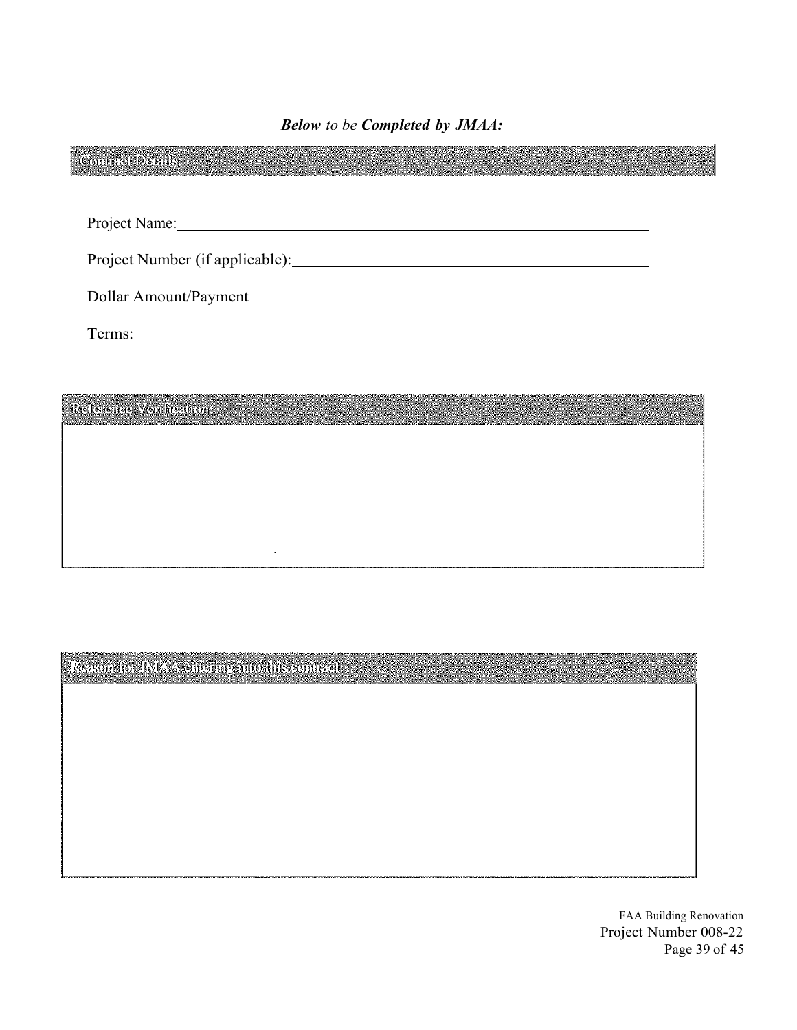***Below** to be **Completed by JMAA:***

## Contract Details:

Project Name:\_\_\_\_\_\_\_\_\_\_\_\_\_\_\_\_\_\_\_\_\_\_\_\_\_\_\_\_\_\_\_\_\_\_\_\_\_\_\_\_\_\_\_\_\_\_\_\_\_\_\_\_

Project Number (if applicable):\_\_\_\_\_\_\_\_\_\_\_\_\_\_\_\_\_\_\_\_\_\_\_\_\_\_\_\_\_\_\_\_\_\_\_\_\_\_\_\_

Dollar Amount/Payment\_\_\_\_\_\_\_\_\_\_\_\_\_\_\_\_\_\_\_\_\_\_\_\_\_\_\_\_\_\_\_\_\_\_\_\_\_\_\_\_\_\_\_\_\_\_

Terms:\_\_\_\_\_\_\_\_\_\_\_\_\_\_\_\_\_\_\_\_\_\_\_\_\_\_\_\_\_\_\_\_\_\_\_\_\_\_\_\_\_\_\_\_\_\_\_\_\_\_\_\_\_\_\_\_\_\_\_

## Reference Verification:

## Reason for JMAA entering into this contract: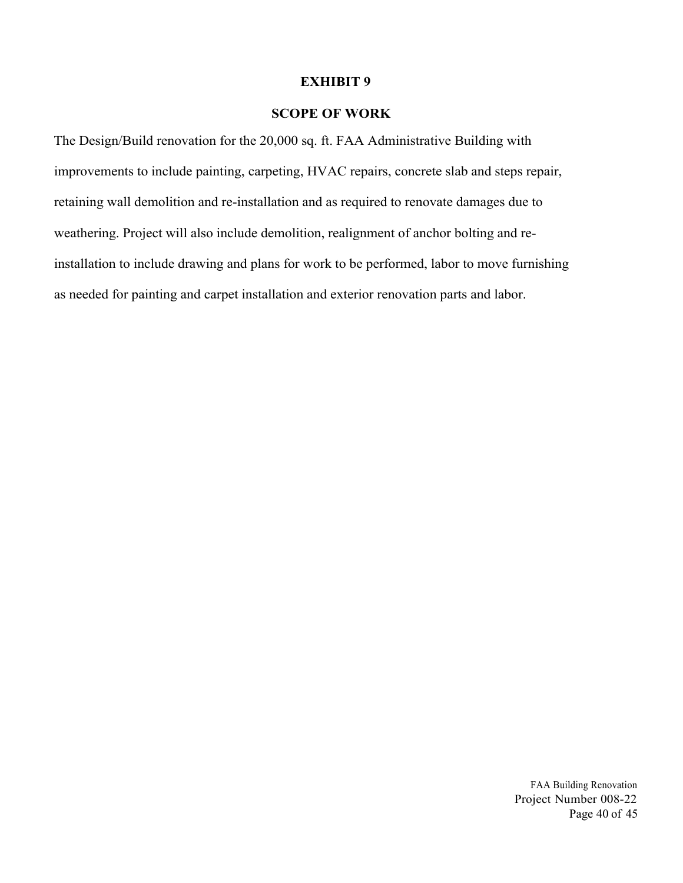# EXHIBIT 9

## SCOPE OF WORK

The Design/Build renovation for the 20,000 sq. ft. FAA Administrative Building with improvements to include painting, carpeting, HVAC repairs, concrete slab and steps repair, retaining wall demolition and re-installation and as required to renovate damages due to weathering. Project will also include demolition, realignment of anchor bolting and re-installation to include drawing and plans for work to be performed, labor to move furnishing as needed for painting and carpet installation and exterior renovation parts and labor.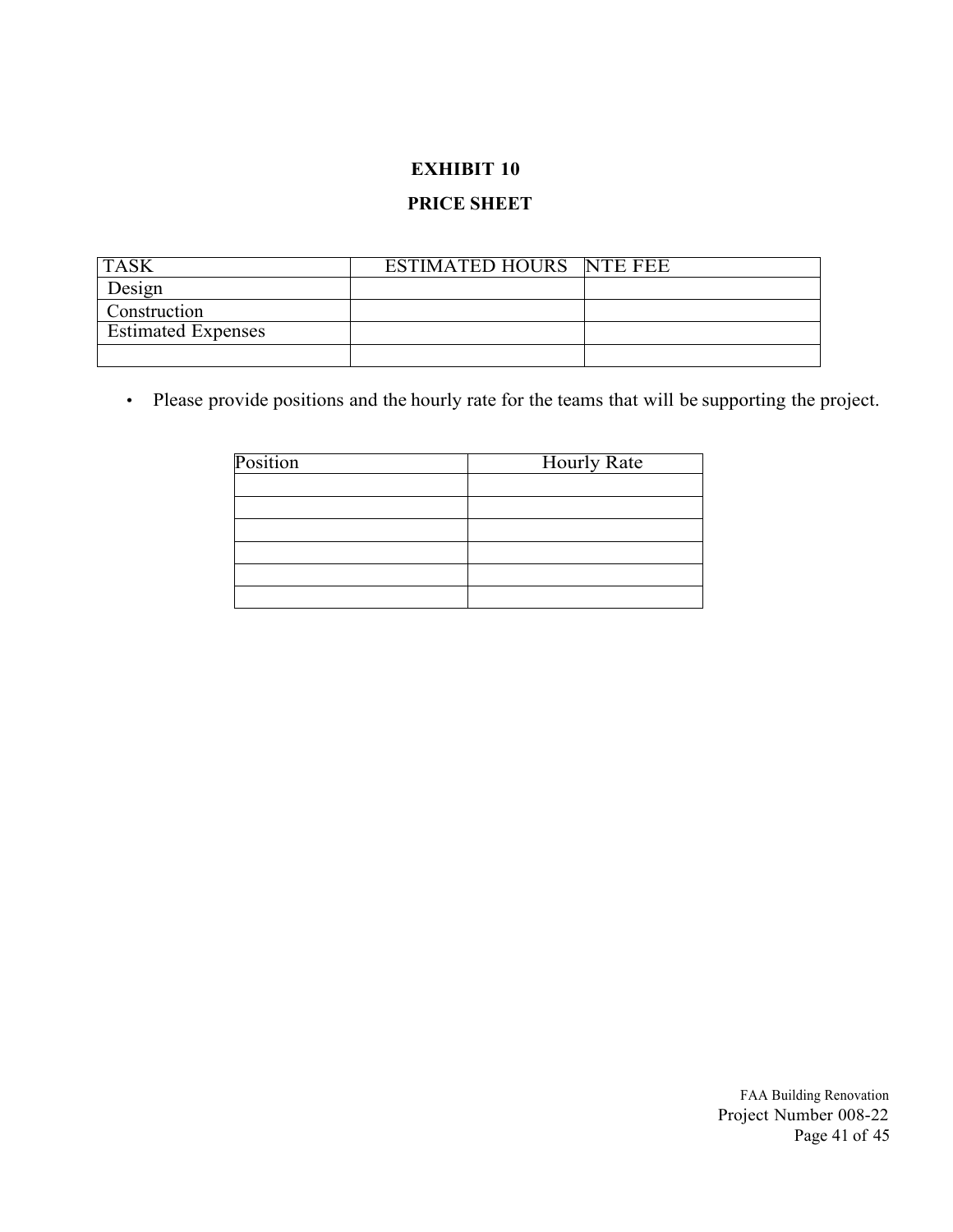## EXHIBIT 10

## PRICE SHEET

| TASK | ESTIMATED HOURS | NTE FEE |
|---|---|---|
| Design | | |
| Construction | | |
| Estimated Expenses | | |
| | | |

- Please provide positions and the hourly rate for the teams that will be supporting the project.

| Position | Hourly Rate |
|---|---|
| | |
| | |
| | |
| | |
| | |
| | |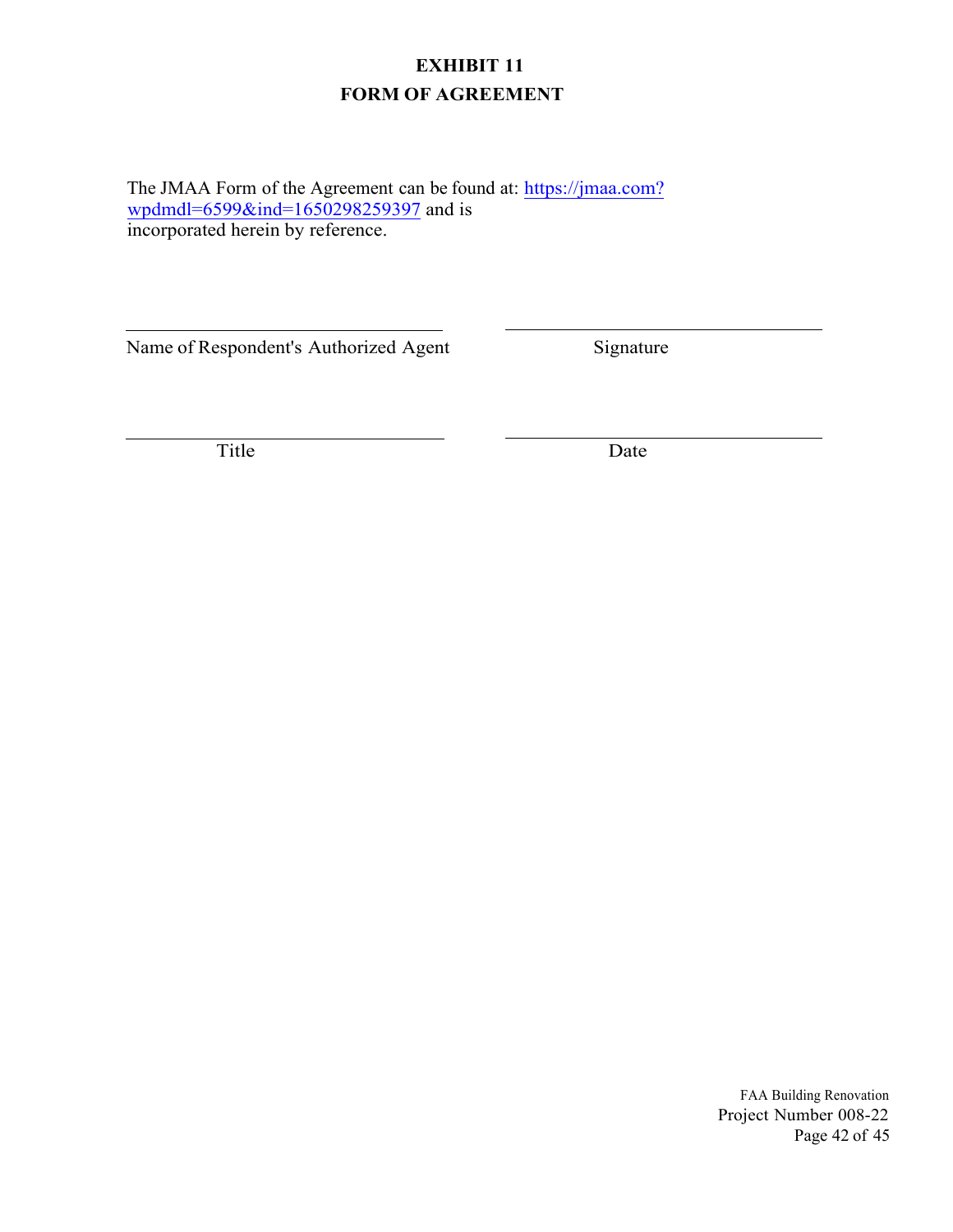# EXHIBIT 11
# FORM OF AGREEMENT

The JMAA Form of the Agreement can be found at: [https://jmaa.com?wpdmdl=6599&ind=1650298259397](https://jmaa.com?wpdmdl=6599&ind=1650298259397) and is incorporated herein by reference.

| ______________________________ | ______________________________ |
|---|---|
| Name of Respondent's Authorized Agent | Signature |
| ______________________________ | ______________________________ |
| Title | Date |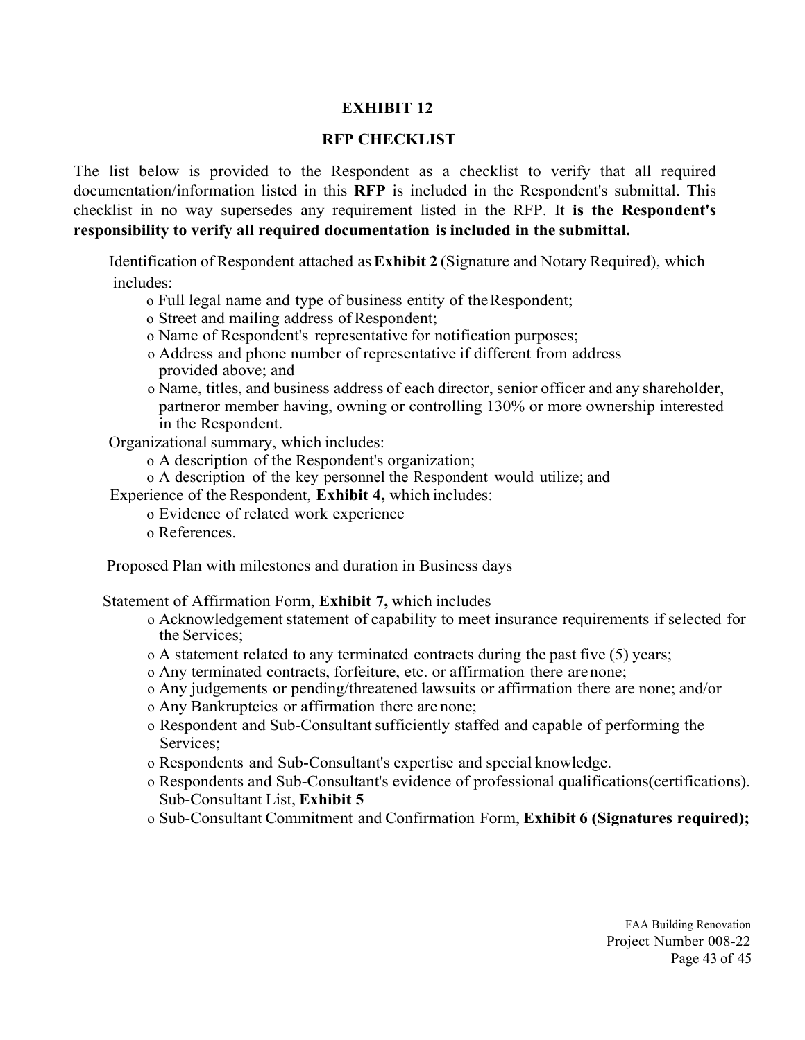# EXHIBIT 12

## RFP CHECKLIST

The list below is provided to the Respondent as a checklist to verify that all required documentation/information listed in this **RFP** is included in the Respondent's submittal. This checklist in no way supersedes any requirement listed in the RFP. It **is the Respondent's responsibility to verify all required documentation is included in the submittal.**

Identification of Respondent attached as **Exhibit 2** (Signature and Notary Required), which includes:

- o Full legal name and type of business entity of the Respondent;
- o Street and mailing address of Respondent;
- o Name of Respondent's representative for notification purposes;
- o Address and phone number of representative if different from address provided above; and
- o Name, titles, and business address of each director, senior officer and any shareholder, partneror member having, owning or controlling 130% or more ownership interested in the Respondent.

Organizational summary, which includes:

- o A description of the Respondent's organization;
- o A description of the key personnel the Respondent would utilize; and

Experience of the Respondent, **Exhibit 4,** which includes:

- o Evidence of related work experience
- o References.

Proposed Plan with milestones and duration in Business days

Statement of Affirmation Form, **Exhibit 7,** which includes

- o Acknowledgement statement of capability to meet insurance requirements if selected for the Services;
- o A statement related to any terminated contracts during the past five (5) years;
- o Any terminated contracts, forfeiture, etc. or affirmation there are none;
- o Any judgements or pending/threatened lawsuits or affirmation there are none; and/or
- o Any Bankruptcies or affirmation there are none;
- o Respondent and Sub-Consultant sufficiently staffed and capable of performing the Services;
- o Respondents and Sub-Consultant's expertise and special knowledge.
- o Respondents and Sub-Consultant's evidence of professional qualifications(certifications). Sub-Consultant List, **Exhibit 5**
- o Sub-Consultant Commitment and Confirmation Form, **Exhibit 6 (Signatures required);**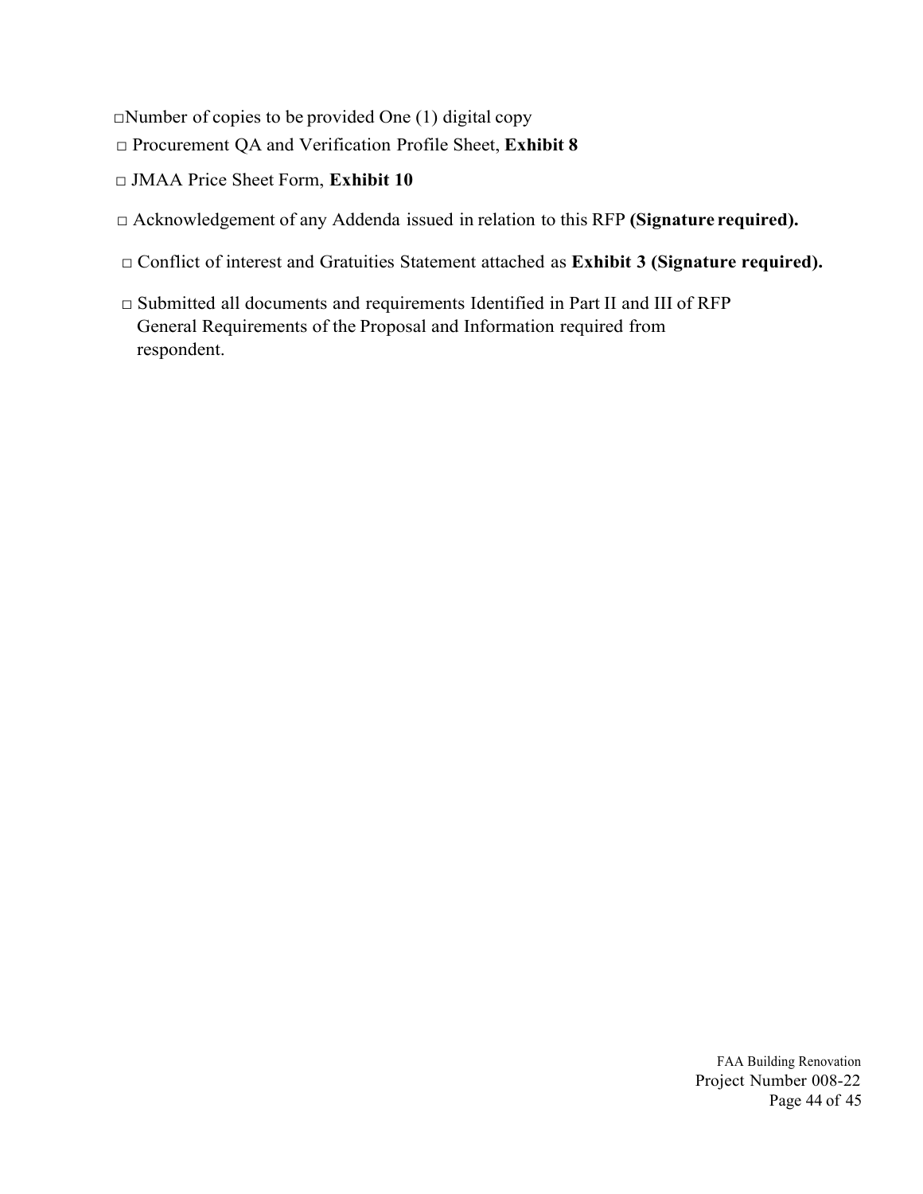□Number of copies to be provided One (1) digital copy

□ Procurement QA and Verification Profile Sheet, **Exhibit 8**

□ JMAA Price Sheet Form, **Exhibit 10**

□ Acknowledgement of any Addenda issued in relation to this RFP **(Signature required).**

□ Conflict of interest and Gratuities Statement attached as **Exhibit 3 (Signature required).**

□ Submitted all documents and requirements Identified in Part II and III of RFP General Requirements of the Proposal and Information required from respondent.